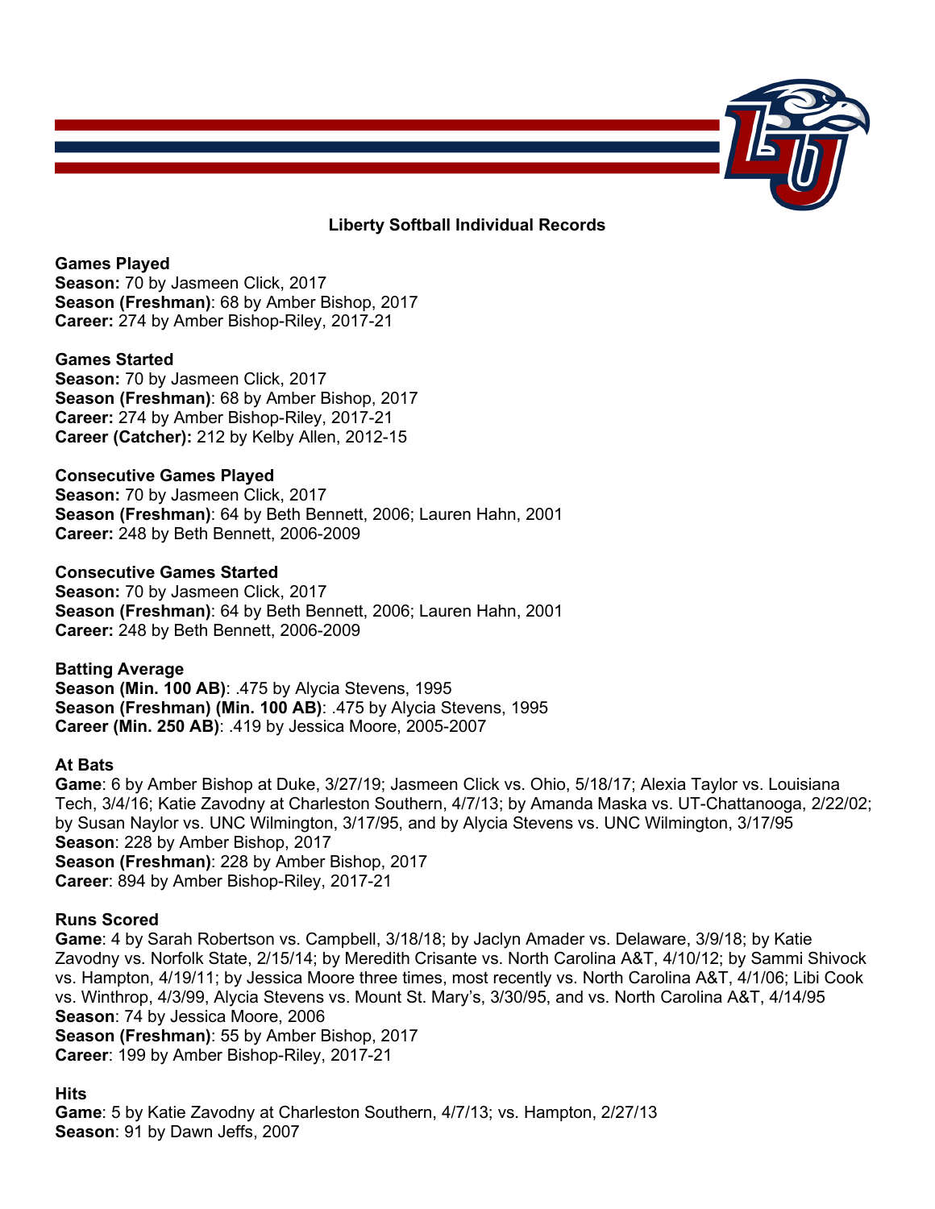# Liberty Softball Individual Records

## Games Played

**Season:** 70 by Jasmeen Click, 2017
**Season (Freshman)**: 68 by Amber Bishop, 2017
**Career:** 274 by Amber Bishop-Riley, 2017-21

## Games Started

**Season:** 70 by Jasmeen Click, 2017
**Season (Freshman)**: 68 by Amber Bishop, 2017
**Career:** 274 by Amber Bishop-Riley, 2017-21
**Career (Catcher):** 212 by Kelby Allen, 2012-15

## Consecutive Games Played

**Season:** 70 by Jasmeen Click, 2017
**Season (Freshman)**: 64 by Beth Bennett, 2006; Lauren Hahn, 2001
**Career:** 248 by Beth Bennett, 2006-2009

## Consecutive Games Started

**Season:** 70 by Jasmeen Click, 2017
**Season (Freshman)**: 64 by Beth Bennett, 2006; Lauren Hahn, 2001
**Career:** 248 by Beth Bennett, 2006-2009

## Batting Average

**Season (Min. 100 AB)**: .475 by Alycia Stevens, 1995
**Season (Freshman) (Min. 100 AB)**: .475 by Alycia Stevens, 1995
**Career (Min. 250 AB)**: .419 by Jessica Moore, 2005-2007

## At Bats

**Game**: 6 by Amber Bishop at Duke, 3/27/19; Jasmeen Click vs. Ohio, 5/18/17; Alexia Taylor vs. Louisiana Tech, 3/4/16; Katie Zavodny at Charleston Southern, 4/7/13; by Amanda Maska vs. UT-Chattanooga, 2/22/02; by Susan Naylor vs. UNC Wilmington, 3/17/95, and by Alycia Stevens vs. UNC Wilmington, 3/17/95
**Season**: 228 by Amber Bishop, 2017
**Season (Freshman)**: 228 by Amber Bishop, 2017
**Career**: 894 by Amber Bishop-Riley, 2017-21

## Runs Scored

**Game**: 4 by Sarah Robertson vs. Campbell, 3/18/18; by Jaclyn Amader vs. Delaware, 3/9/18; by Katie Zavodny vs. Norfolk State, 2/15/14; by Meredith Crisante vs. North Carolina A&T, 4/10/12; by Sammi Shivock vs. Hampton, 4/19/11; by Jessica Moore three times, most recently vs. North Carolina A&T, 4/1/06; Libi Cook vs. Winthrop, 4/3/99, Alycia Stevens vs. Mount St. Mary's, 3/30/95, and vs. North Carolina A&T, 4/14/95
**Season**: 74 by Jessica Moore, 2006
**Season (Freshman)**: 55 by Amber Bishop, 2017
**Career**: 199 by Amber Bishop-Riley, 2017-21

## Hits

**Game**: 5 by Katie Zavodny at Charleston Southern, 4/7/13; vs. Hampton, 2/27/13
**Season**: 91 by Dawn Jeffs, 2007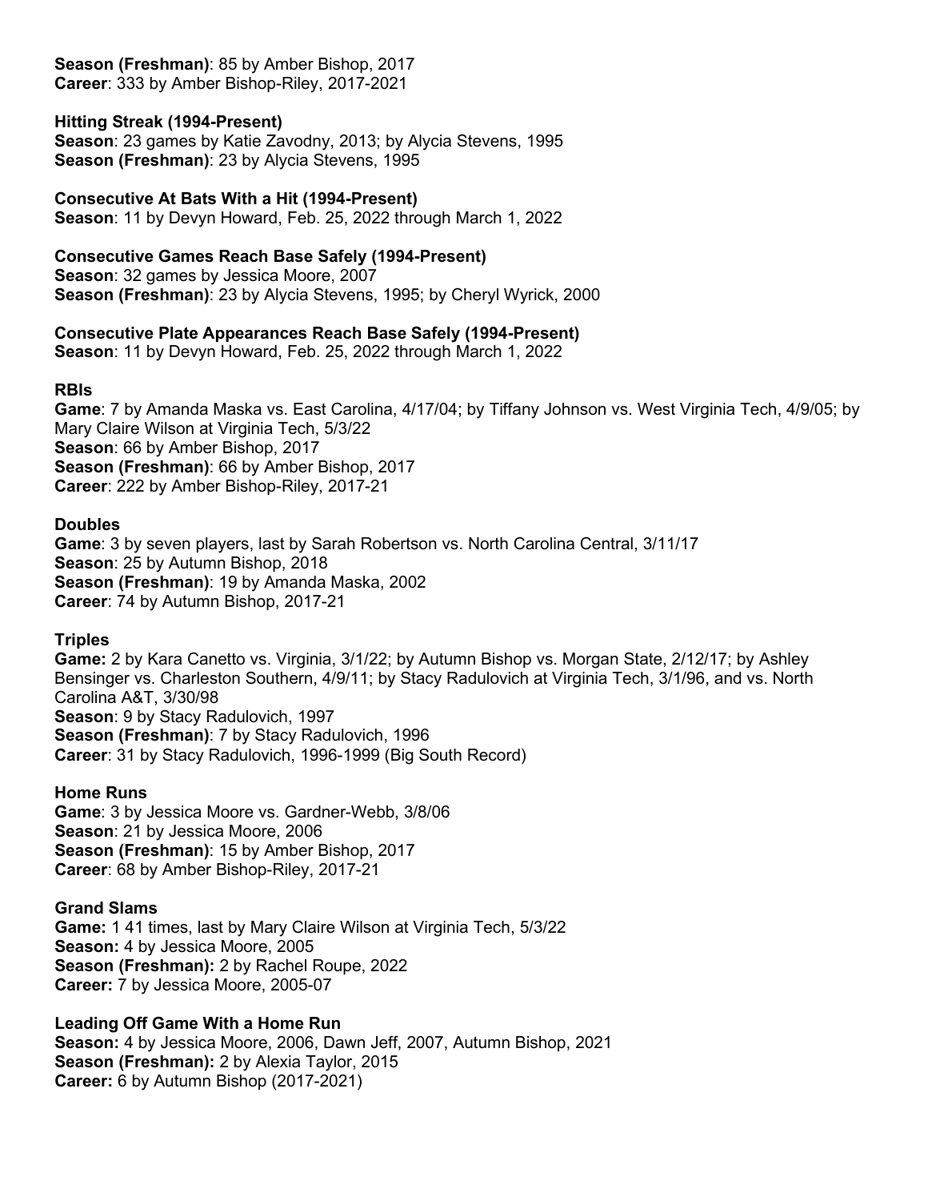**Season (Freshman)**: 85 by Amber Bishop, 2017
**Career**: 333 by Amber Bishop-Riley, 2017-2021

**Hitting Streak (1994-Present)**
**Season**: 23 games by Katie Zavodny, 2013; by Alycia Stevens, 1995
**Season (Freshman)**: 23 by Alycia Stevens, 1995

**Consecutive At Bats With a Hit (1994-Present)**
**Season**: 11 by Devyn Howard, Feb. 25, 2022 through March 1, 2022

**Consecutive Games Reach Base Safely (1994-Present)**
**Season**: 32 games by Jessica Moore, 2007
**Season (Freshman)**: 23 by Alycia Stevens, 1995; by Cheryl Wyrick, 2000

**Consecutive Plate Appearances Reach Base Safely (1994-Present)**
**Season**: 11 by Devyn Howard, Feb. 25, 2022 through March 1, 2022

**RBIs**
**Game**: 7 by Amanda Maska vs. East Carolina, 4/17/04; by Tiffany Johnson vs. West Virginia Tech, 4/9/05; by Mary Claire Wilson at Virginia Tech, 5/3/22
**Season**: 66 by Amber Bishop, 2017
**Season (Freshman)**: 66 by Amber Bishop, 2017
**Career**: 222 by Amber Bishop-Riley, 2017-21

**Doubles**
**Game**: 3 by seven players, last by Sarah Robertson vs. North Carolina Central, 3/11/17
**Season**: 25 by Autumn Bishop, 2018
**Season (Freshman)**: 19 by Amanda Maska, 2002
**Career**: 74 by Autumn Bishop, 2017-21

**Triples**
**Game:** 2 by Kara Canetto vs. Virginia, 3/1/22; by Autumn Bishop vs. Morgan State, 2/12/17; by Ashley Bensinger vs. Charleston Southern, 4/9/11; by Stacy Radulovich at Virginia Tech, 3/1/96, and vs. North Carolina A&T, 3/30/98
**Season**: 9 by Stacy Radulovich, 1997
**Season (Freshman)**: 7 by Stacy Radulovich, 1996
**Career**: 31 by Stacy Radulovich, 1996-1999 (Big South Record)

**Home Runs**
**Game**: 3 by Jessica Moore vs. Gardner-Webb, 3/8/06
**Season**: 21 by Jessica Moore, 2006
**Season (Freshman)**: 15 by Amber Bishop, 2017
**Career**: 68 by Amber Bishop-Riley, 2017-21

**Grand Slams**
**Game:** 1 41 times, last by Mary Claire Wilson at Virginia Tech, 5/3/22
**Season:** 4 by Jessica Moore, 2005
**Season (Freshman):** 2 by Rachel Roupe, 2022
**Career:** 7 by Jessica Moore, 2005-07

**Leading Off Game With a Home Run**
**Season:** 4 by Jessica Moore, 2006, Dawn Jeff, 2007, Autumn Bishop, 2021
**Season (Freshman):** 2 by Alexia Taylor, 2015
**Career:** 6 by Autumn Bishop (2017-2021)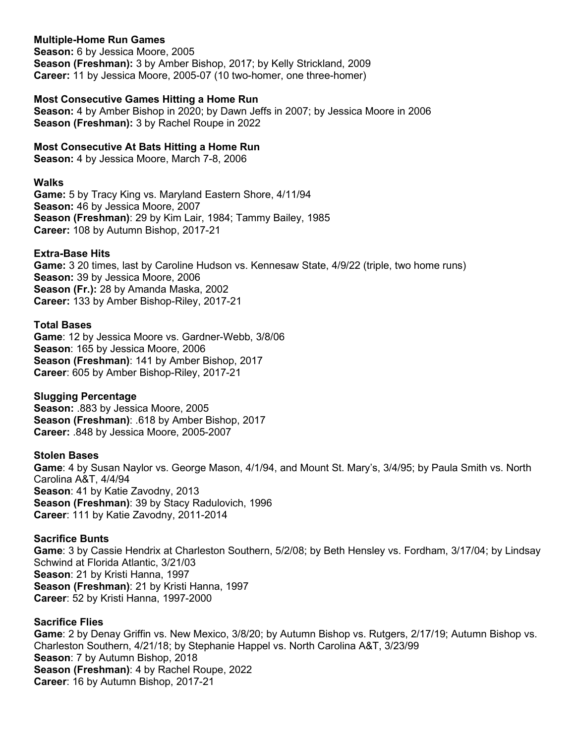**Multiple-Home Run Games**
**Season:** 6 by Jessica Moore, 2005
**Season (Freshman):** 3 by Amber Bishop, 2017; by Kelly Strickland, 2009
**Career:** 11 by Jessica Moore, 2005-07 (10 two-homer, one three-homer)

**Most Consecutive Games Hitting a Home Run**
**Season:** 4 by Amber Bishop in 2020; by Dawn Jeffs in 2007; by Jessica Moore in 2006
**Season (Freshman):** 3 by Rachel Roupe in 2022

**Most Consecutive At Bats Hitting a Home Run**
**Season:** 4 by Jessica Moore, March 7-8, 2006

**Walks**
**Game:** 5 by Tracy King vs. Maryland Eastern Shore, 4/11/94
**Season:** 46 by Jessica Moore, 2007
**Season (Freshman)**: 29 by Kim Lair, 1984; Tammy Bailey, 1985
**Career:** 108 by Autumn Bishop, 2017-21

**Extra-Base Hits**
**Game:** 3 20 times, last by Caroline Hudson vs. Kennesaw State, 4/9/22 (triple, two home runs)
**Season:** 39 by Jessica Moore, 2006
**Season (Fr.):** 28 by Amanda Maska, 2002
**Career:** 133 by Amber Bishop-Riley, 2017-21

**Total Bases**
**Game**: 12 by Jessica Moore vs. Gardner-Webb, 3/8/06
**Season**: 165 by Jessica Moore, 2006
**Season (Freshman)**: 141 by Amber Bishop, 2017
**Career**: 605 by Amber Bishop-Riley, 2017-21

**Slugging Percentage**
**Season:** .883 by Jessica Moore, 2005
**Season (Freshman)**: .618 by Amber Bishop, 2017
**Career:** .848 by Jessica Moore, 2005-2007

**Stolen Bases**
**Game**: 4 by Susan Naylor vs. George Mason, 4/1/94, and Mount St. Mary's, 3/4/95; by Paula Smith vs. North Carolina A&T, 4/4/94
**Season**: 41 by Katie Zavodny, 2013
**Season (Freshman)**: 39 by Stacy Radulovich, 1996
**Career**: 111 by Katie Zavodny, 2011-2014

**Sacrifice Bunts**
**Game**: 3 by Cassie Hendrix at Charleston Southern, 5/2/08; by Beth Hensley vs. Fordham, 3/17/04; by Lindsay Schwind at Florida Atlantic, 3/21/03
**Season**: 21 by Kristi Hanna, 1997
**Season (Freshman)**: 21 by Kristi Hanna, 1997
**Career**: 52 by Kristi Hanna, 1997-2000

**Sacrifice Flies**
**Game**: 2 by Denay Griffin vs. New Mexico, 3/8/20; by Autumn Bishop vs. Rutgers, 2/17/19; Autumn Bishop vs. Charleston Southern, 4/21/18; by Stephanie Happel vs. North Carolina A&T, 3/23/99
**Season**: 7 by Autumn Bishop, 2018
**Season (Freshman)**: 4 by Rachel Roupe, 2022
**Career**: 16 by Autumn Bishop, 2017-21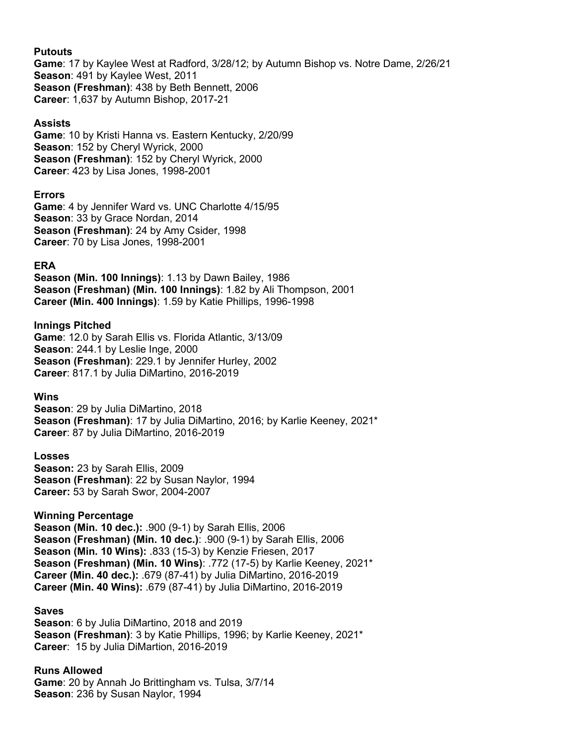**Putouts**
**Game**: 17 by Kaylee West at Radford, 3/28/12; by Autumn Bishop vs. Notre Dame, 2/26/21
**Season**: 491 by Kaylee West, 2011
**Season (Freshman)**: 438 by Beth Bennett, 2006
**Career**: 1,637 by Autumn Bishop, 2017-21

**Assists**
**Game**: 10 by Kristi Hanna vs. Eastern Kentucky, 2/20/99
**Season**: 152 by Cheryl Wyrick, 2000
**Season (Freshman)**: 152 by Cheryl Wyrick, 2000
**Career**: 423 by Lisa Jones, 1998-2001

**Errors**
**Game**: 4 by Jennifer Ward vs. UNC Charlotte 4/15/95
**Season**: 33 by Grace Nordan, 2014
**Season (Freshman)**: 24 by Amy Csider, 1998
**Career**: 70 by Lisa Jones, 1998-2001

**ERA**
**Season (Min. 100 Innings)**: 1.13 by Dawn Bailey, 1986
**Season (Freshman) (Min. 100 Innings)**: 1.82 by Ali Thompson, 2001
**Career (Min. 400 Innings)**: 1.59 by Katie Phillips, 1996-1998

**Innings Pitched**
**Game**: 12.0 by Sarah Ellis vs. Florida Atlantic, 3/13/09
**Season**: 244.1 by Leslie Inge, 2000
**Season (Freshman)**: 229.1 by Jennifer Hurley, 2002
**Career**: 817.1 by Julia DiMartino, 2016-2019

**Wins**
**Season**: 29 by Julia DiMartino, 2018
**Season (Freshman)**: 17 by Julia DiMartino, 2016; by Karlie Keeney, 2021*
**Career**: 87 by Julia DiMartino, 2016-2019

**Losses**
**Season:** 23 by Sarah Ellis, 2009
**Season (Freshman)**: 22 by Susan Naylor, 1994
**Career:** 53 by Sarah Swor, 2004-2007

**Winning Percentage**
**Season (Min. 10 dec.):** .900 (9-1) by Sarah Ellis, 2006
**Season (Freshman) (Min. 10 dec.)**: .900 (9-1) by Sarah Ellis, 2006
**Season (Min. 10 Wins):** .833 (15-3) by Kenzie Friesen, 2017
**Season (Freshman) (Min. 10 Wins)**: .772 (17-5) by Karlie Keeney, 2021*
**Career (Min. 40 dec.):** .679 (87-41) by Julia DiMartino, 2016-2019
**Career (Min. 40 Wins):** .679 (87-41) by Julia DiMartino, 2016-2019

**Saves**
**Season**: 6 by Julia DiMartino, 2018 and 2019
**Season (Freshman)**: 3 by Katie Phillips, 1996; by Karlie Keeney, 2021*
**Career**: 15 by Julia DiMartion, 2016-2019

**Runs Allowed**
**Game**: 20 by Annah Jo Brittingham vs. Tulsa, 3/7/14
**Season**: 236 by Susan Naylor, 1994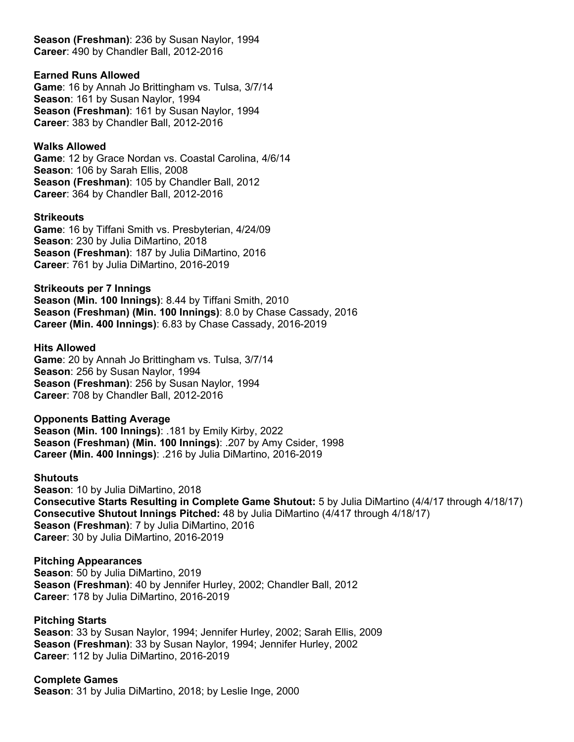**Season (Freshman)**: 236 by Susan Naylor, 1994
**Career**: 490 by Chandler Ball, 2012-2016

**Earned Runs Allowed**
**Game**: 16 by Annah Jo Brittingham vs. Tulsa, 3/7/14
**Season**: 161 by Susan Naylor, 1994
**Season (Freshman)**: 161 by Susan Naylor, 1994
**Career**: 383 by Chandler Ball, 2012-2016

**Walks Allowed**
**Game**: 12 by Grace Nordan vs. Coastal Carolina, 4/6/14
**Season**: 106 by Sarah Ellis, 2008
**Season (Freshman)**: 105 by Chandler Ball, 2012
**Career**: 364 by Chandler Ball, 2012-2016

**Strikeouts**
**Game**: 16 by Tiffani Smith vs. Presbyterian, 4/24/09
**Season**: 230 by Julia DiMartino, 2018
**Season (Freshman)**: 187 by Julia DiMartino, 2016
**Career**: 761 by Julia DiMartino, 2016-2019

**Strikeouts per 7 Innings**
**Season (Min. 100 Innings)**: 8.44 by Tiffani Smith, 2010
**Season (Freshman) (Min. 100 Innings)**: 8.0 by Chase Cassady, 2016
**Career (Min. 400 Innings)**: 6.83 by Chase Cassady, 2016-2019

**Hits Allowed**
**Game**: 20 by Annah Jo Brittingham vs. Tulsa, 3/7/14
**Season**: 256 by Susan Naylor, 1994
**Season (Freshman)**: 256 by Susan Naylor, 1994
**Career**: 708 by Chandler Ball, 2012-2016

**Opponents Batting Average**
**Season (Min. 100 Innings)**: .181 by Emily Kirby, 2022
**Season (Freshman) (Min. 100 Innings)**: .207 by Amy Csider, 1998
**Career (Min. 400 Innings)**: .216 by Julia DiMartino, 2016-2019

**Shutouts**
**Season**: 10 by Julia DiMartino, 2018
**Consecutive Starts Resulting in Complete Game Shutout:** 5 by Julia DiMartino (4/4/17 through 4/18/17)
**Consecutive Shutout Innings Pitched:** 48 by Julia DiMartino (4/417 through 4/18/17)
**Season (Freshman)**: 7 by Julia DiMartino, 2016
**Career**: 30 by Julia DiMartino, 2016-2019

**Pitching Appearances**
**Season**: 50 by Julia DiMartino, 2019
**Season (Freshman)**: 40 by Jennifer Hurley, 2002; Chandler Ball, 2012
**Career**: 178 by Julia DiMartino, 2016-2019

**Pitching Starts**
**Season**: 33 by Susan Naylor, 1994; Jennifer Hurley, 2002; Sarah Ellis, 2009
**Season (Freshman)**: 33 by Susan Naylor, 1994; Jennifer Hurley, 2002
**Career**: 112 by Julia DiMartino, 2016-2019

**Complete Games**
**Season**: 31 by Julia DiMartino, 2018; by Leslie Inge, 2000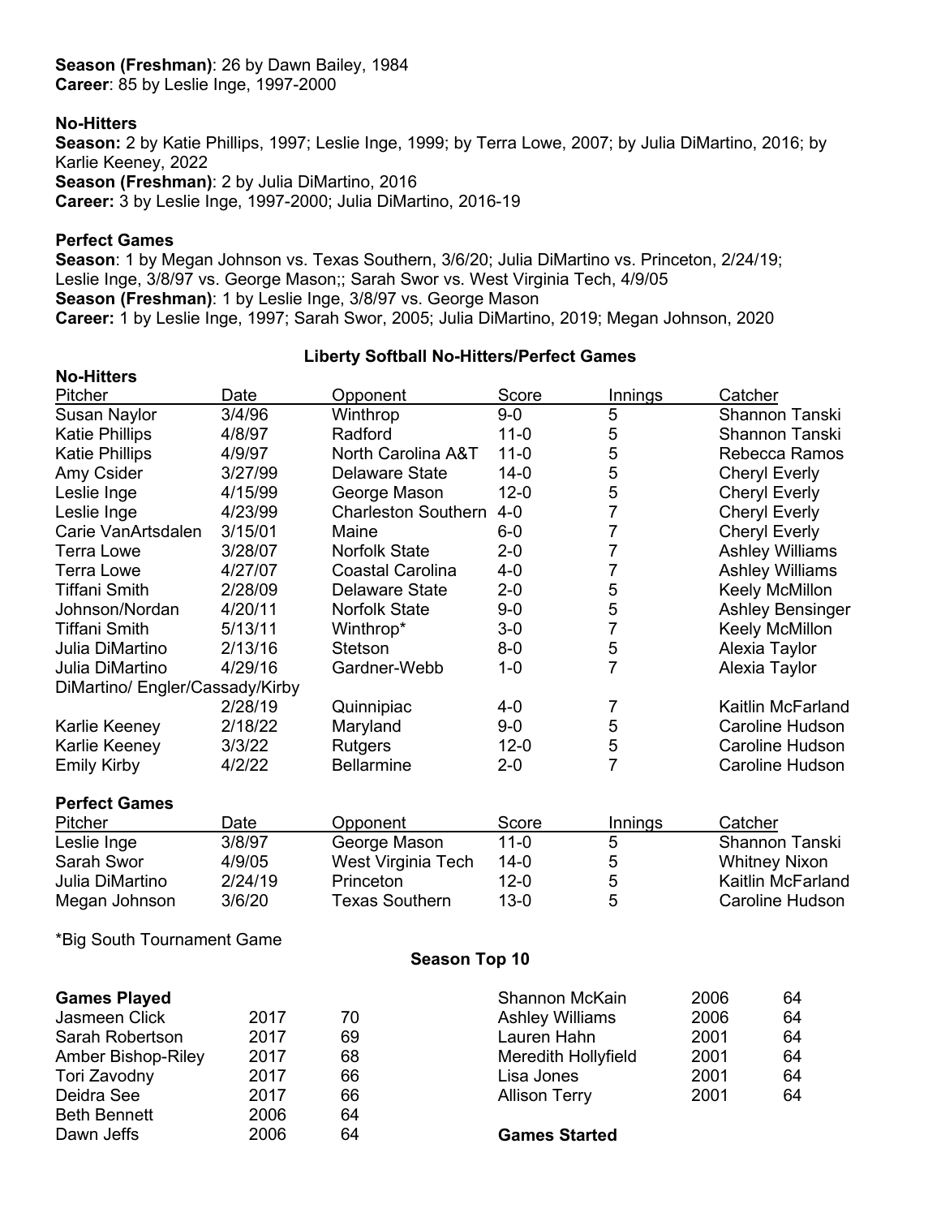**Season (Freshman)**: 26 by Dawn Bailey, 1984
**Career**: 85 by Leslie Inge, 1997-2000

**No-Hitters**
**Season:** 2 by Katie Phillips, 1997; Leslie Inge, 1999; by Terra Lowe, 2007; by Julia DiMartino, 2016; by Karlie Keeney, 2022
**Season (Freshman)**: 2 by Julia DiMartino, 2016
**Career:** 3 by Leslie Inge, 1997-2000; Julia DiMartino, 2016-19

**Perfect Games**
**Season**: 1 by Megan Johnson vs. Texas Southern, 3/6/20; Julia DiMartino vs. Princeton, 2/24/19; Leslie Inge, 3/8/97 vs. George Mason;; Sarah Swor vs. West Virginia Tech, 4/9/05
**Season (Freshman)**: 1 by Leslie Inge, 3/8/97 vs. George Mason
**Career:** 1 by Leslie Inge, 1997; Sarah Swor, 2005; Julia DiMartino, 2019; Megan Johnson, 2020

## Liberty Softball No-Hitters/Perfect Games

**No-Hitters**

| Pitcher | Date | Opponent | Score | Innings | Catcher |
|---|---|---|---|---|---|
| Susan Naylor | 3/4/96 | Winthrop | 9-0 | 5 | Shannon Tanski |
| Katie Phillips | 4/8/97 | Radford | 11-0 | 5 | Shannon Tanski |
| Katie Phillips | 4/9/97 | North Carolina A&T | 11-0 | 5 | Rebecca Ramos |
| Amy Csider | 3/27/99 | Delaware State | 14-0 | 5 | Cheryl Everly |
| Leslie Inge | 4/15/99 | George Mason | 12-0 | 5 | Cheryl Everly |
| Leslie Inge | 4/23/99 | Charleston Southern | 4-0 | 7 | Cheryl Everly |
| Carie VanArtsdalen | 3/15/01 | Maine | 6-0 | 7 | Cheryl Everly |
| Terra Lowe | 3/28/07 | Norfolk State | 2-0 | 7 | Ashley Williams |
| Terra Lowe | 4/27/07 | Coastal Carolina | 4-0 | 7 | Ashley Williams |
| Tiffani Smith | 2/28/09 | Delaware State | 2-0 | 5 | Keely McMillon |
| Johnson/Nordan | 4/20/11 | Norfolk State | 9-0 | 5 | Ashley Bensinger |
| Tiffani Smith | 5/13/11 | Winthrop* | 3-0 | 7 | Keely McMillon |
| Julia DiMartino | 2/13/16 | Stetson | 8-0 | 5 | Alexia Taylor |
| Julia DiMartino | 4/29/16 | Gardner-Webb | 1-0 | 7 | Alexia Taylor |
| DiMartino/ Engler/Cassady/Kirby | 2/28/19 | Quinnipiac | 4-0 | 7 | Kaitlin McFarland |
| Karlie Keeney | 2/18/22 | Maryland | 9-0 | 5 | Caroline Hudson |
| Karlie Keeney | 3/3/22 | Rutgers | 12-0 | 5 | Caroline Hudson |
| Emily Kirby | 4/2/22 | Bellarmine | 2-0 | 7 | Caroline Hudson |

**Perfect Games**

| Pitcher | Date | Opponent | Score | Innings | Catcher |
|---|---|---|---|---|---|
| Leslie Inge | 3/8/97 | George Mason | 11-0 | 5 | Shannon Tanski |
| Sarah Swor | 4/9/05 | West Virginia Tech | 14-0 | 5 | Whitney Nixon |
| Julia DiMartino | 2/24/19 | Princeton | 12-0 | 5 | Kaitlin McFarland |
| Megan Johnson | 3/6/20 | Texas Southern | 13-0 | 5 | Caroline Hudson |

*Big South Tournament Game

## Season Top 10

**Games Played**

| | | |
|---|---|---|
| Jasmeen Click | 2017 | 70 |
| Sarah Robertson | 2017 | 69 |
| Amber Bishop-Riley | 2017 | 68 |
| Tori Zavodny | 2017 | 66 |
| Deidra See | 2017 | 66 |
| Beth Bennett | 2006 | 64 |
| Dawn Jeffs | 2006 | 64 |
| Shannon McKain | 2006 | 64 |
| Ashley Williams | 2006 | 64 |
| Lauren Hahn | 2001 | 64 |
| Meredith Hollyfield | 2001 | 64 |
| Lisa Jones | 2001 | 64 |
| Allison Terry | 2001 | 64 |

**Games Started**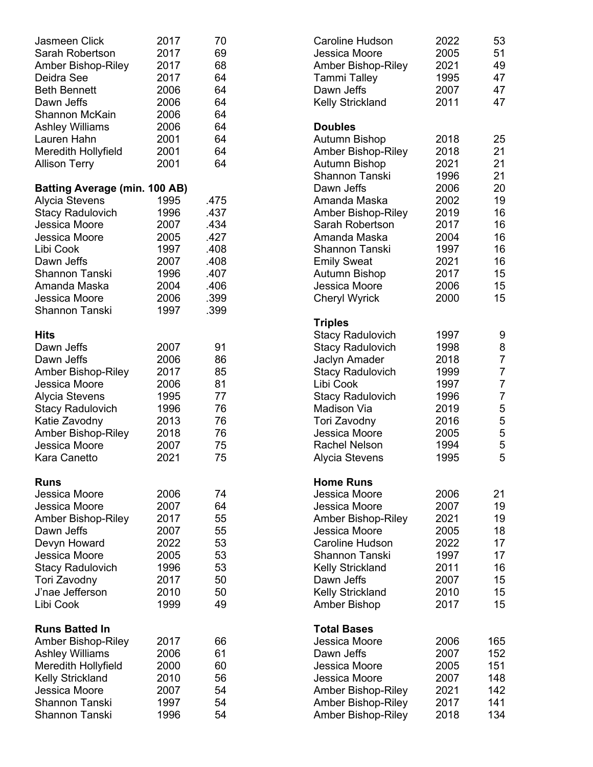| | | |
|---|---|---|
| Jasmeen Click | 2017 | 70 |
| Sarah Robertson | 2017 | 69 |
| Amber Bishop-Riley | 2017 | 68 |
| Deidra See | 2017 | 64 |
| Beth Bennett | 2006 | 64 |
| Dawn Jeffs | 2006 | 64 |
| Shannon McKain | 2006 | 64 |
| Ashley Williams | 2006 | 64 |
| Lauren Hahn | 2001 | 64 |
| Meredith Hollyfield | 2001 | 64 |
| Allison Terry | 2001 | 64 |

**Batting Average (min. 100 AB)**

| | | |
|---|---|---|
| Alycia Stevens | 1995 | .475 |
| Stacy Radulovich | 1996 | .437 |
| Jessica Moore | 2007 | .434 |
| Jessica Moore | 2005 | .427 |
| Libi Cook | 1997 | .408 |
| Dawn Jeffs | 2007 | .408 |
| Shannon Tanski | 1996 | .407 |
| Amanda Maska | 2004 | .406 |
| Jessica Moore | 2006 | .399 |
| Shannon Tanski | 1997 | .399 |

**Hits**

| | | |
|---|---|---|
| Dawn Jeffs | 2007 | 91 |
| Dawn Jeffs | 2006 | 86 |
| Amber Bishop-Riley | 2017 | 85 |
| Jessica Moore | 2006 | 81 |
| Alycia Stevens | 1995 | 77 |
| Stacy Radulovich | 1996 | 76 |
| Katie Zavodny | 2013 | 76 |
| Amber Bishop-Riley | 2018 | 76 |
| Jessica Moore | 2007 | 75 |
| Kara Canetto | 2021 | 75 |

**Runs**

| | | |
|---|---|---|
| Jessica Moore | 2006 | 74 |
| Jessica Moore | 2007 | 64 |
| Amber Bishop-Riley | 2017 | 55 |
| Dawn Jeffs | 2007 | 55 |
| Devyn Howard | 2022 | 53 |
| Jessica Moore | 2005 | 53 |
| Stacy Radulovich | 1996 | 53 |
| Tori Zavodny | 2017 | 50 |
| J'nae Jefferson | 2010 | 50 |
| Libi Cook | 1999 | 49 |

**Runs Batted In**

| | | |
|---|---|---|
| Amber Bishop-Riley | 2017 | 66 |
| Ashley Williams | 2006 | 61 |
| Meredith Hollyfield | 2000 | 60 |
| Kelly Strickland | 2010 | 56 |
| Jessica Moore | 2007 | 54 |
| Shannon Tanski | 1997 | 54 |
| Shannon Tanski | 1996 | 54 |
| Caroline Hudson | 2022 | 53 |
| Jessica Moore | 2005 | 51 |
| Amber Bishop-Riley | 2021 | 49 |
| Tammi Talley | 1995 | 47 |
| Dawn Jeffs | 2007 | 47 |
| Kelly Strickland | 2011 | 47 |

**Doubles**

| | | |
|---|---|---|
| Autumn Bishop | 2018 | 25 |
| Amber Bishop-Riley | 2018 | 21 |
| Autumn Bishop | 2021 | 21 |
| Shannon Tanski | 1996 | 21 |
| Dawn Jeffs | 2006 | 20 |
| Amanda Maska | 2002 | 19 |
| Amber Bishop-Riley | 2019 | 16 |
| Sarah Robertson | 2017 | 16 |
| Amanda Maska | 2004 | 16 |
| Shannon Tanski | 1997 | 16 |
| Emily Sweat | 2021 | 16 |
| Autumn Bishop | 2017 | 15 |
| Jessica Moore | 2006 | 15 |
| Cheryl Wyrick | 2000 | 15 |

**Triples**

| | | |
|---|---|---|
| Stacy Radulovich | 1997 | 9 |
| Stacy Radulovich | 1998 | 8 |
| Jaclyn Amader | 2018 | 7 |
| Stacy Radulovich | 1999 | 7 |
| Libi Cook | 1997 | 7 |
| Stacy Radulovich | 1996 | 7 |
| Madison Via | 2019 | 5 |
| Tori Zavodny | 2016 | 5 |
| Jessica Moore | 2005 | 5 |
| Rachel Nelson | 1994 | 5 |
| Alycia Stevens | 1995 | 5 |

**Home Runs**

| | | |
|---|---|---|
| Jessica Moore | 2006 | 21 |
| Jessica Moore | 2007 | 19 |
| Amber Bishop-Riley | 2021 | 19 |
| Jessica Moore | 2005 | 18 |
| Caroline Hudson | 2022 | 17 |
| Shannon Tanski | 1997 | 17 |
| Kelly Strickland | 2011 | 16 |
| Dawn Jeffs | 2007 | 15 |
| Kelly Strickland | 2010 | 15 |
| Amber Bishop | 2017 | 15 |

**Total Bases**

| | | |
|---|---|---|
| Jessica Moore | 2006 | 165 |
| Dawn Jeffs | 2007 | 152 |
| Jessica Moore | 2005 | 151 |
| Jessica Moore | 2007 | 148 |
| Amber Bishop-Riley | 2021 | 142 |
| Amber Bishop-Riley | 2017 | 141 |
| Amber Bishop-Riley | 2018 | 134 |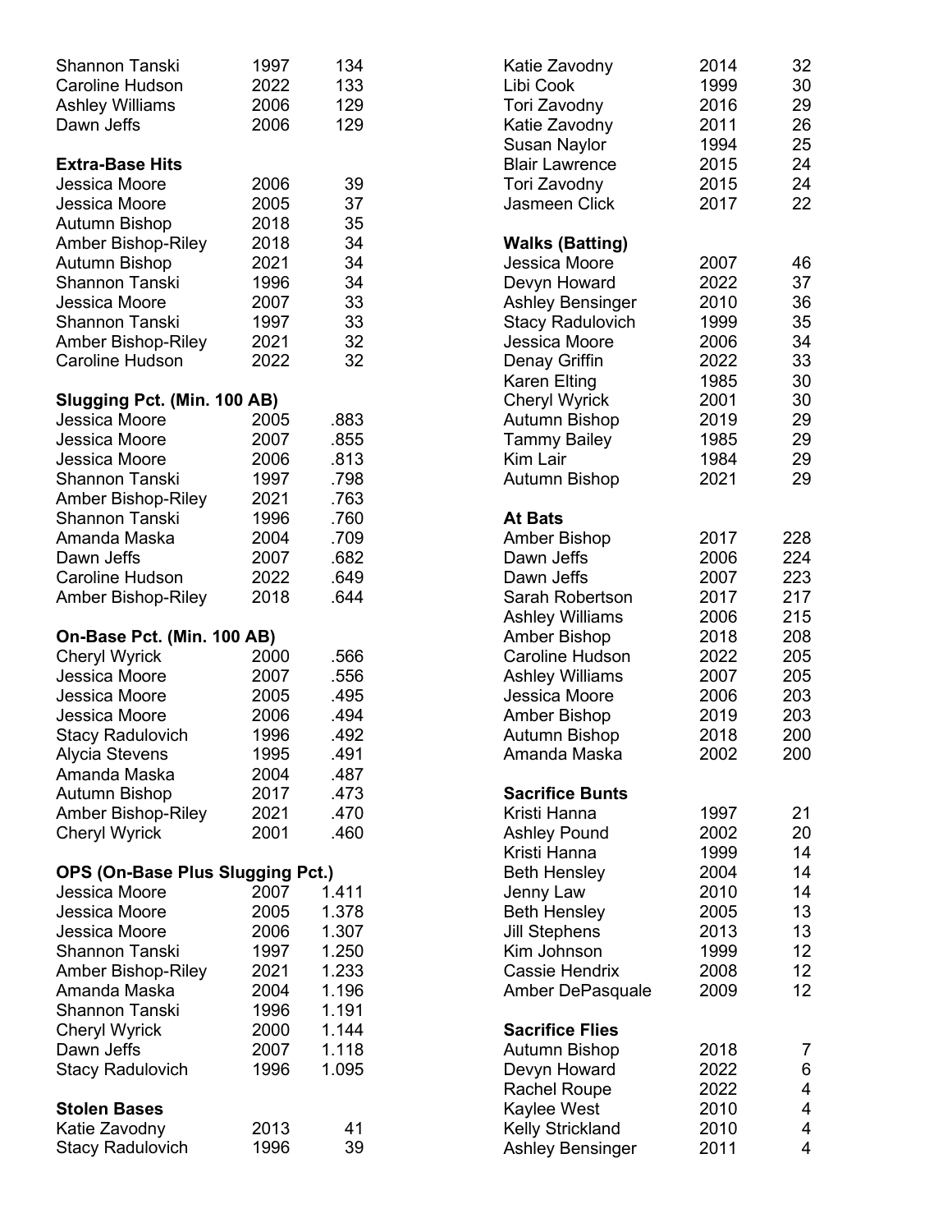| | | |
|---|---|---|
| Shannon Tanski | 1997 | 134 |
| Caroline Hudson | 2022 | 133 |
| Ashley Williams | 2006 | 129 |
| Dawn Jeffs | 2006 | 129 |

**Extra-Base Hits**

| | | |
|---|---|---|
| Jessica Moore | 2006 | 39 |
| Jessica Moore | 2005 | 37 |
| Autumn Bishop | 2018 | 35 |
| Amber Bishop-Riley | 2018 | 34 |
| Autumn Bishop | 2021 | 34 |
| Shannon Tanski | 1996 | 34 |
| Jessica Moore | 2007 | 33 |
| Shannon Tanski | 1997 | 33 |
| Amber Bishop-Riley | 2021 | 32 |
| Caroline Hudson | 2022 | 32 |

**Slugging Pct. (Min. 100 AB)**

| | | |
|---|---|---|
| Jessica Moore | 2005 | .883 |
| Jessica Moore | 2007 | .855 |
| Jessica Moore | 2006 | .813 |
| Shannon Tanski | 1997 | .798 |
| Amber Bishop-Riley | 2021 | .763 |
| Shannon Tanski | 1996 | .760 |
| Amanda Maska | 2004 | .709 |
| Dawn Jeffs | 2007 | .682 |
| Caroline Hudson | 2022 | .649 |
| Amber Bishop-Riley | 2018 | .644 |

**On-Base Pct. (Min. 100 AB)**

| | | |
|---|---|---|
| Cheryl Wyrick | 2000 | .566 |
| Jessica Moore | 2007 | .556 |
| Jessica Moore | 2005 | .495 |
| Jessica Moore | 2006 | .494 |
| Stacy Radulovich | 1996 | .492 |
| Alycia Stevens | 1995 | .491 |
| Amanda Maska | 2004 | .487 |
| Autumn Bishop | 2017 | .473 |
| Amber Bishop-Riley | 2021 | .470 |
| Cheryl Wyrick | 2001 | .460 |

**OPS (On-Base Plus Slugging Pct.)**

| | | |
|---|---|---|
| Jessica Moore | 2007 | 1.411 |
| Jessica Moore | 2005 | 1.378 |
| Jessica Moore | 2006 | 1.307 |
| Shannon Tanski | 1997 | 1.250 |
| Amber Bishop-Riley | 2021 | 1.233 |
| Amanda Maska | 2004 | 1.196 |
| Shannon Tanski | 1996 | 1.191 |
| Cheryl Wyrick | 2000 | 1.144 |
| Dawn Jeffs | 2007 | 1.118 |
| Stacy Radulovich | 1996 | 1.095 |

**Stolen Bases**

| | | |
|---|---|---|
| Katie Zavodny | 2013 | 41 |
| Stacy Radulovich | 1996 | 39 |
| Katie Zavodny | 2014 | 32 |
| Libi Cook | 1999 | 30 |
| Tori Zavodny | 2016 | 29 |
| Katie Zavodny | 2011 | 26 |
| Susan Naylor | 1994 | 25 |
| Blair Lawrence | 2015 | 24 |
| Tori Zavodny | 2015 | 24 |
| Jasmeen Click | 2017 | 22 |

**Walks (Batting)**

| | | |
|---|---|---|
| Jessica Moore | 2007 | 46 |
| Devyn Howard | 2022 | 37 |
| Ashley Bensinger | 2010 | 36 |
| Stacy Radulovich | 1999 | 35 |
| Jessica Moore | 2006 | 34 |
| Denay Griffin | 2022 | 33 |
| Karen Elting | 1985 | 30 |
| Cheryl Wyrick | 2001 | 30 |
| Autumn Bishop | 2019 | 29 |
| Tammy Bailey | 1985 | 29 |
| Kim Lair | 1984 | 29 |
| Autumn Bishop | 2021 | 29 |

**At Bats**

| | | |
|---|---|---|
| Amber Bishop | 2017 | 228 |
| Dawn Jeffs | 2006 | 224 |
| Dawn Jeffs | 2007 | 223 |
| Sarah Robertson | 2017 | 217 |
| Ashley Williams | 2006 | 215 |
| Amber Bishop | 2018 | 208 |
| Caroline Hudson | 2022 | 205 |
| Ashley Williams | 2007 | 205 |
| Jessica Moore | 2006 | 203 |
| Amber Bishop | 2019 | 203 |
| Autumn Bishop | 2018 | 200 |
| Amanda Maska | 2002 | 200 |

**Sacrifice Bunts**

| | | |
|---|---|---|
| Kristi Hanna | 1997 | 21 |
| Ashley Pound | 2002 | 20 |
| Kristi Hanna | 1999 | 14 |
| Beth Hensley | 2004 | 14 |
| Jenny Law | 2010 | 14 |
| Beth Hensley | 2005 | 13 |
| Jill Stephens | 2013 | 13 |
| Kim Johnson | 1999 | 12 |
| Cassie Hendrix | 2008 | 12 |
| Amber DePasquale | 2009 | 12 |

**Sacrifice Flies**

| | | |
|---|---|---|
| Autumn Bishop | 2018 | 7 |
| Devyn Howard | 2022 | 6 |
| Rachel Roupe | 2022 | 4 |
| Kaylee West | 2010 | 4 |
| Kelly Strickland | 2010 | 4 |
| Ashley Bensinger | 2011 | 4 |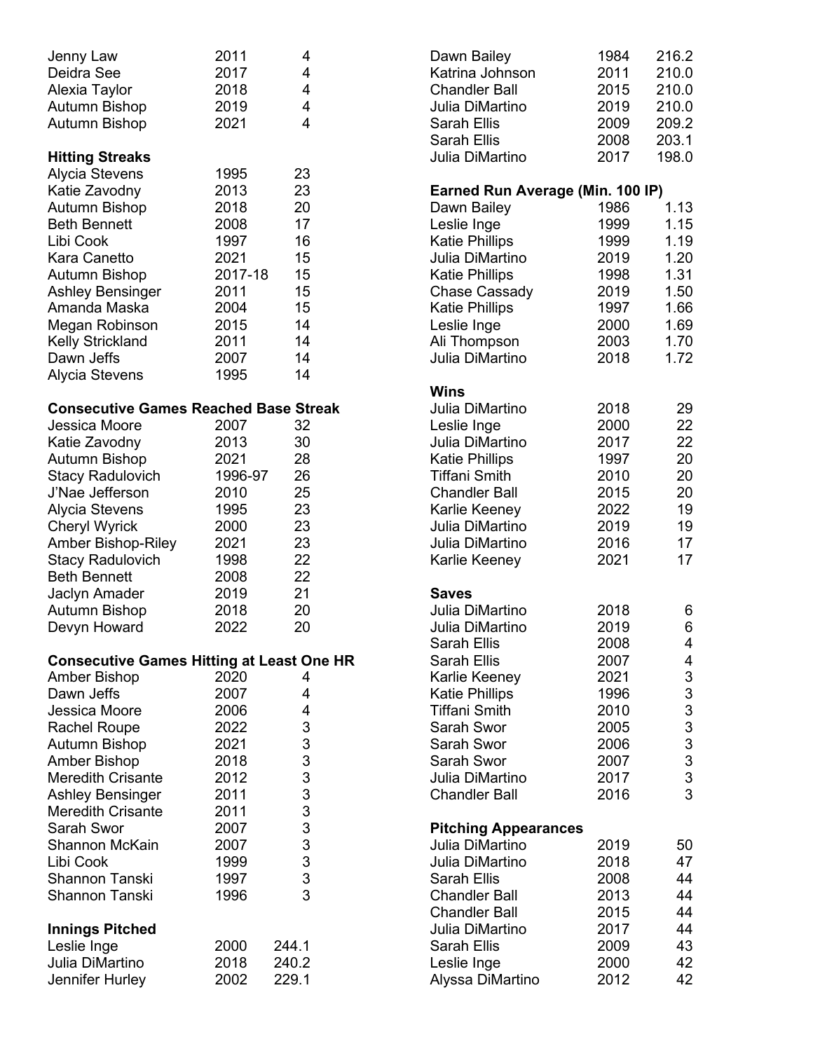| | | |
|---|---|---|
| Jenny Law | 2011 | 4 |
| Deidra See | 2017 | 4 |
| Alexia Taylor | 2018 | 4 |
| Autumn Bishop | 2019 | 4 |
| Autumn Bishop | 2021 | 4 |

**Hitting Streaks**

| | | |
|---|---|---|
| Alycia Stevens | 1995 | 23 |
| Katie Zavodny | 2013 | 23 |
| Autumn Bishop | 2018 | 20 |
| Beth Bennett | 2008 | 17 |
| Libi Cook | 1997 | 16 |
| Kara Canetto | 2021 | 15 |
| Autumn Bishop | 2017-18 | 15 |
| Ashley Bensinger | 2011 | 15 |
| Amanda Maska | 2004 | 15 |
| Megan Robinson | 2015 | 14 |
| Kelly Strickland | 2011 | 14 |
| Dawn Jeffs | 2007 | 14 |
| Alycia Stevens | 1995 | 14 |

**Consecutive Games Reached Base Streak**

| | | |
|---|---|---|
| Jessica Moore | 2007 | 32 |
| Katie Zavodny | 2013 | 30 |
| Autumn Bishop | 2021 | 28 |
| Stacy Radulovich | 1996-97 | 26 |
| J'Nae Jefferson | 2010 | 25 |
| Alycia Stevens | 1995 | 23 |
| Cheryl Wyrick | 2000 | 23 |
| Amber Bishop-Riley | 2021 | 23 |
| Stacy Radulovich | 1998 | 22 |
| Beth Bennett | 2008 | 22 |
| Jaclyn Amader | 2019 | 21 |
| Autumn Bishop | 2018 | 20 |
| Devyn Howard | 2022 | 20 |

**Consecutive Games Hitting at Least One HR**

| | | |
|---|---|---|
| Amber Bishop | 2020 | 4 |
| Dawn Jeffs | 2007 | 4 |
| Jessica Moore | 2006 | 4 |
| Rachel Roupe | 2022 | 3 |
| Autumn Bishop | 2021 | 3 |
| Amber Bishop | 2018 | 3 |
| Meredith Crisante | 2012 | 3 |
| Ashley Bensinger | 2011 | 3 |
| Meredith Crisante | 2011 | 3 |
| Sarah Swor | 2007 | 3 |
| Shannon McKain | 2007 | 3 |
| Libi Cook | 1999 | 3 |
| Shannon Tanski | 1997 | 3 |
| Shannon Tanski | 1996 | 3 |

**Innings Pitched**

| | | |
|---|---|---|
| Leslie Inge | 2000 | 244.1 |
| Julia DiMartino | 2018 | 240.2 |
| Jennifer Hurley | 2002 | 229.1 |
| Dawn Bailey | 1984 | 216.2 |
| Katrina Johnson | 2011 | 210.0 |
| Chandler Ball | 2015 | 210.0 |
| Julia DiMartino | 2019 | 210.0 |
| Sarah Ellis | 2009 | 209.2 |
| Sarah Ellis | 2008 | 203.1 |
| Julia DiMartino | 2017 | 198.0 |

**Earned Run Average (Min. 100 IP)**

| | | |
|---|---|---|
| Dawn Bailey | 1986 | 1.13 |
| Leslie Inge | 1999 | 1.15 |
| Katie Phillips | 1999 | 1.19 |
| Julia DiMartino | 2019 | 1.20 |
| Katie Phillips | 1998 | 1.31 |
| Chase Cassady | 2019 | 1.50 |
| Katie Phillips | 1997 | 1.66 |
| Leslie Inge | 2000 | 1.69 |
| Ali Thompson | 2003 | 1.70 |
| Julia DiMartino | 2018 | 1.72 |

**Wins**

| | | |
|---|---|---|
| Julia DiMartino | 2018 | 29 |
| Leslie Inge | 2000 | 22 |
| Julia DiMartino | 2017 | 22 |
| Katie Phillips | 1997 | 20 |
| Tiffani Smith | 2010 | 20 |
| Chandler Ball | 2015 | 20 |
| Karlie Keeney | 2022 | 19 |
| Julia DiMartino | 2019 | 19 |
| Julia DiMartino | 2016 | 17 |
| Karlie Keeney | 2021 | 17 |

**Saves**

| | | |
|---|---|---|
| Julia DiMartino | 2018 | 6 |
| Julia DiMartino | 2019 | 6 |
| Sarah Ellis | 2008 | 4 |
| Sarah Ellis | 2007 | 4 |
| Karlie Keeney | 2021 | 3 |
| Katie Phillips | 1996 | 3 |
| Tiffani Smith | 2010 | 3 |
| Sarah Swor | 2005 | 3 |
| Sarah Swor | 2006 | 3 |
| Sarah Swor | 2007 | 3 |
| Julia DiMartino | 2017 | 3 |
| Chandler Ball | 2016 | 3 |

**Pitching Appearances**

| | | |
|---|---|---|
| Julia DiMartino | 2019 | 50 |
| Julia DiMartino | 2018 | 47 |
| Sarah Ellis | 2008 | 44 |
| Chandler Ball | 2013 | 44 |
| Chandler Ball | 2015 | 44 |
| Julia DiMartino | 2017 | 44 |
| Sarah Ellis | 2009 | 43 |
| Leslie Inge | 2000 | 42 |
| Alyssa DiMartino | 2012 | 42 |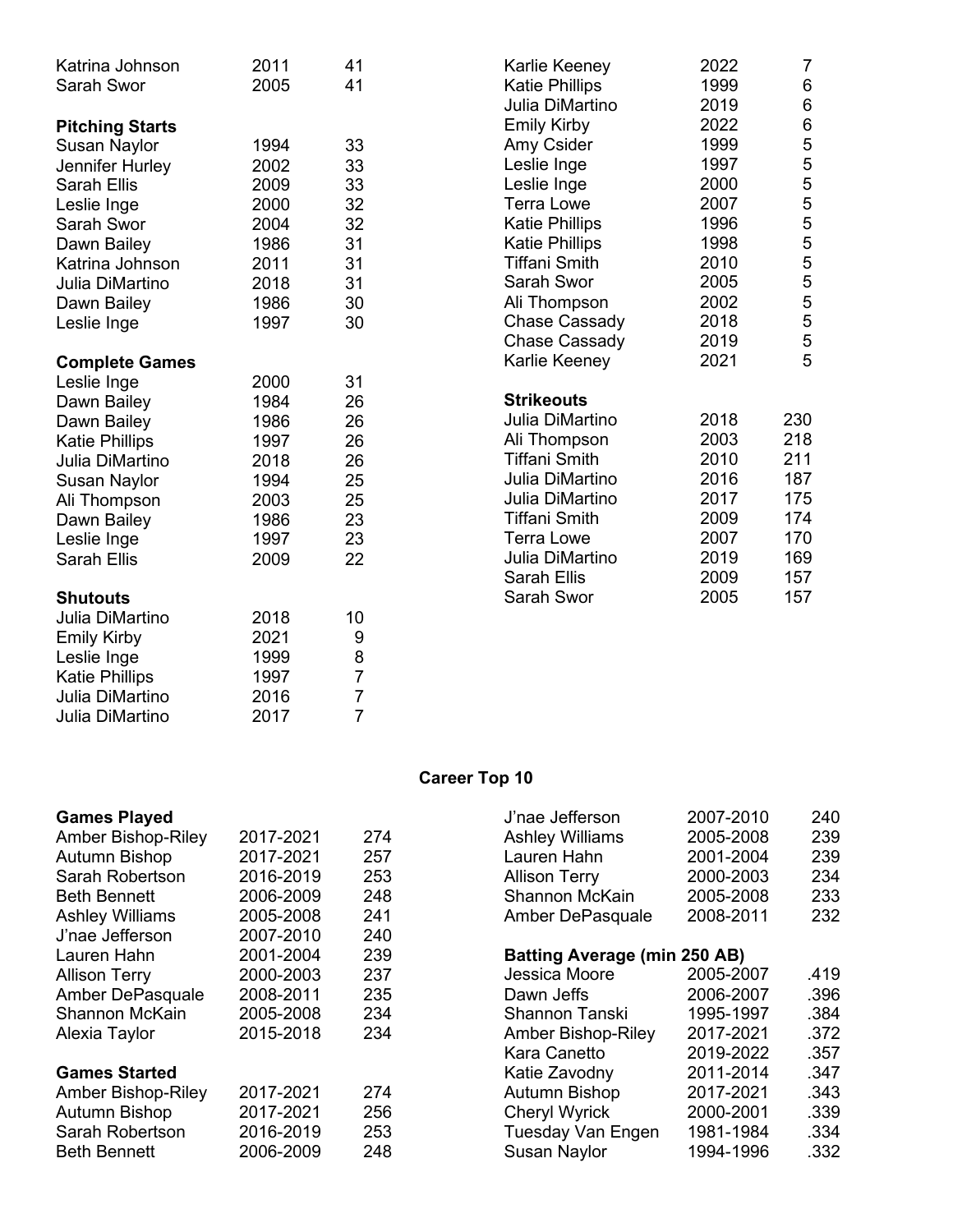| | | |
|---|---|---|
| Katrina Johnson | 2011 | 41 |
| Sarah Swor | 2005 | 41 |

**Pitching Starts**

| | | |
|---|---|---|
| Susan Naylor | 1994 | 33 |
| Jennifer Hurley | 2002 | 33 |
| Sarah Ellis | 2009 | 33 |
| Leslie Inge | 2000 | 32 |
| Sarah Swor | 2004 | 32 |
| Dawn Bailey | 1986 | 31 |
| Katrina Johnson | 2011 | 31 |
| Julia DiMartino | 2018 | 31 |
| Dawn Bailey | 1986 | 30 |
| Leslie Inge | 1997 | 30 |

**Complete Games**

| | | |
|---|---|---|
| Leslie Inge | 2000 | 31 |
| Dawn Bailey | 1984 | 26 |
| Dawn Bailey | 1986 | 26 |
| Katie Phillips | 1997 | 26 |
| Julia DiMartino | 2018 | 26 |
| Susan Naylor | 1994 | 25 |
| Ali Thompson | 2003 | 25 |
| Dawn Bailey | 1986 | 23 |
| Leslie Inge | 1997 | 23 |
| Sarah Ellis | 2009 | 22 |

**Shutouts**

| | | |
|---|---|---|
| Julia DiMartino | 2018 | 10 |
| Emily Kirby | 2021 | 9 |
| Leslie Inge | 1999 | 8 |
| Katie Phillips | 1997 | 7 |
| Julia DiMartino | 2016 | 7 |
| Julia DiMartino | 2017 | 7 |
| Karlie Keeney | 2022 | 7 |
| Katie Phillips | 1999 | 6 |
| Julia DiMartino | 2019 | 6 |
| Emily Kirby | 2022 | 6 |
| Amy Csider | 1999 | 5 |
| Leslie Inge | 1997 | 5 |
| Leslie Inge | 2000 | 5 |
| Terra Lowe | 2007 | 5 |
| Katie Phillips | 1996 | 5 |
| Katie Phillips | 1998 | 5 |
| Tiffani Smith | 2010 | 5 |
| Sarah Swor | 2005 | 5 |
| Ali Thompson | 2002 | 5 |
| Chase Cassady | 2018 | 5 |
| Chase Cassady | 2019 | 5 |
| Karlie Keeney | 2021 | 5 |

**Strikeouts**

| | | |
|---|---|---|
| Julia DiMartino | 2018 | 230 |
| Ali Thompson | 2003 | 218 |
| Tiffani Smith | 2010 | 211 |
| Julia DiMartino | 2016 | 187 |
| Julia DiMartino | 2017 | 175 |
| Tiffani Smith | 2009 | 174 |
| Terra Lowe | 2007 | 170 |
| Julia DiMartino | 2019 | 169 |
| Sarah Ellis | 2009 | 157 |
| Sarah Swor | 2005 | 157 |

## Career Top 10

**Games Played**

| | | |
|---|---|---|
| Amber Bishop-Riley | 2017-2021 | 274 |
| Autumn Bishop | 2017-2021 | 257 |
| Sarah Robertson | 2016-2019 | 253 |
| Beth Bennett | 2006-2009 | 248 |
| Ashley Williams | 2005-2008 | 241 |
| J'nae Jefferson | 2007-2010 | 240 |
| Lauren Hahn | 2001-2004 | 239 |
| Allison Terry | 2000-2003 | 237 |
| Amber DePasquale | 2008-2011 | 235 |
| Shannon McKain | 2005-2008 | 234 |
| Alexia Taylor | 2015-2018 | 234 |

**Games Started**

| | | |
|---|---|---|
| Amber Bishop-Riley | 2017-2021 | 274 |
| Autumn Bishop | 2017-2021 | 256 |
| Sarah Robertson | 2016-2019 | 253 |
| Beth Bennett | 2006-2009 | 248 |
| J'nae Jefferson | 2007-2010 | 240 |
| Ashley Williams | 2005-2008 | 239 |
| Lauren Hahn | 2001-2004 | 239 |
| Allison Terry | 2000-2003 | 234 |
| Shannon McKain | 2005-2008 | 233 |
| Amber DePasquale | 2008-2011 | 232 |

**Batting Average (min 250 AB)**

| | | |
|---|---|---|
| Jessica Moore | 2005-2007 | .419 |
| Dawn Jeffs | 2006-2007 | .396 |
| Shannon Tanski | 1995-1997 | .384 |
| Amber Bishop-Riley | 2017-2021 | .372 |
| Kara Canetto | 2019-2022 | .357 |
| Katie Zavodny | 2011-2014 | .347 |
| Autumn Bishop | 2017-2021 | .343 |
| Cheryl Wyrick | 2000-2001 | .339 |
| Tuesday Van Engen | 1981-1984 | .334 |
| Susan Naylor | 1994-1996 | .332 |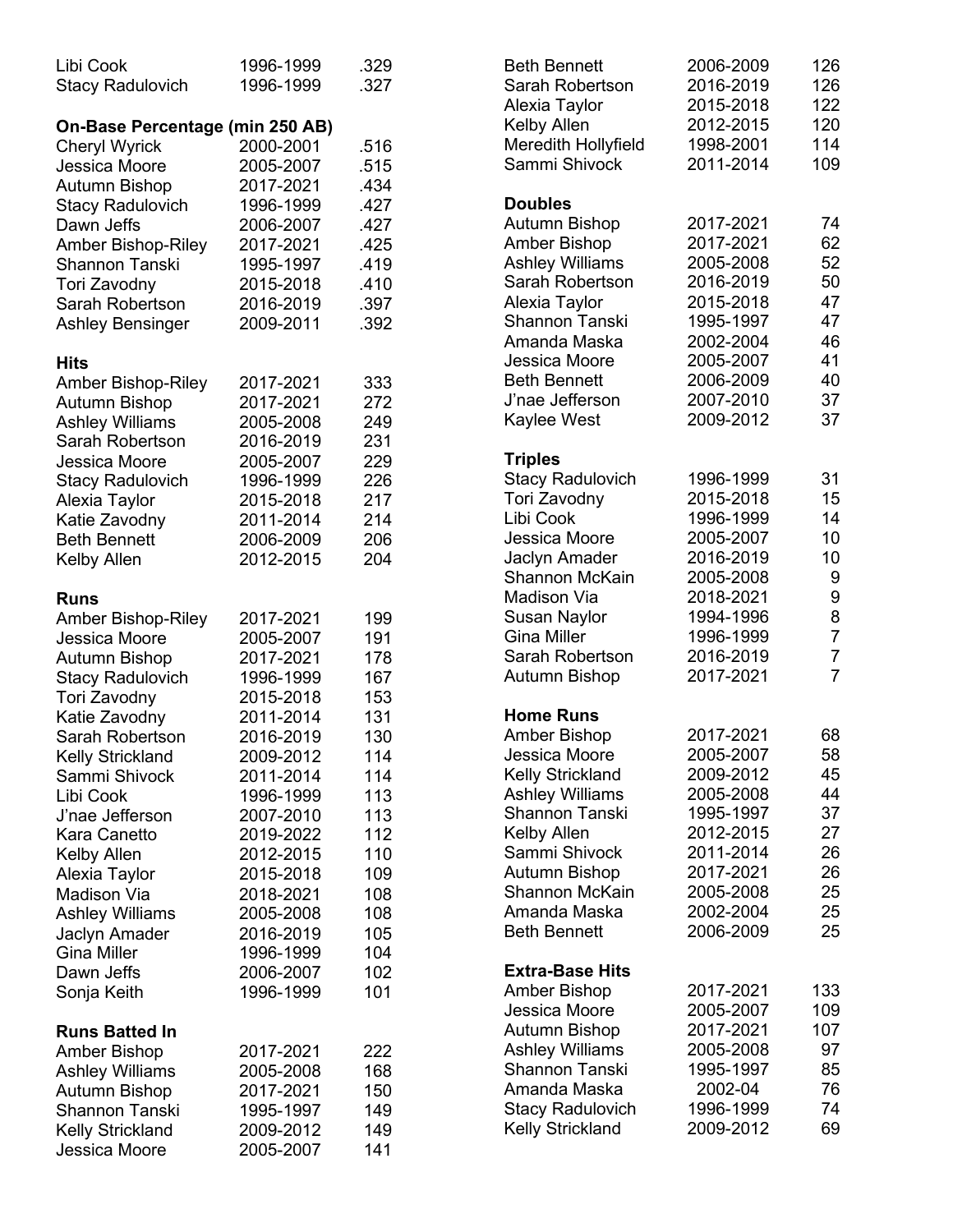| | | |
|---|---|---|
| Libi Cook | 1996-1999 | .329 |
| Stacy Radulovich | 1996-1999 | .327 |

**On-Base Percentage (min 250 AB)**

| | | |
|---|---|---|
| Cheryl Wyrick | 2000-2001 | .516 |
| Jessica Moore | 2005-2007 | .515 |
| Autumn Bishop | 2017-2021 | .434 |
| Stacy Radulovich | 1996-1999 | .427 |
| Dawn Jeffs | 2006-2007 | .427 |
| Amber Bishop-Riley | 2017-2021 | .425 |
| Shannon Tanski | 1995-1997 | .419 |
| Tori Zavodny | 2015-2018 | .410 |
| Sarah Robertson | 2016-2019 | .397 |
| Ashley Bensinger | 2009-2011 | .392 |

**Hits**

| | | |
|---|---|---|
| Amber Bishop-Riley | 2017-2021 | 333 |
| Autumn Bishop | 2017-2021 | 272 |
| Ashley Williams | 2005-2008 | 249 |
| Sarah Robertson | 2016-2019 | 231 |
| Jessica Moore | 2005-2007 | 229 |
| Stacy Radulovich | 1996-1999 | 226 |
| Alexia Taylor | 2015-2018 | 217 |
| Katie Zavodny | 2011-2014 | 214 |
| Beth Bennett | 2006-2009 | 206 |
| Kelby Allen | 2012-2015 | 204 |

**Runs**

| | | |
|---|---|---|
| Amber Bishop-Riley | 2017-2021 | 199 |
| Jessica Moore | 2005-2007 | 191 |
| Autumn Bishop | 2017-2021 | 178 |
| Stacy Radulovich | 1996-1999 | 167 |
| Tori Zavodny | 2015-2018 | 153 |
| Katie Zavodny | 2011-2014 | 131 |
| Sarah Robertson | 2016-2019 | 130 |
| Kelly Strickland | 2009-2012 | 114 |
| Sammi Shivock | 2011-2014 | 114 |
| Libi Cook | 1996-1999 | 113 |
| J'nae Jefferson | 2007-2010 | 113 |
| Kara Canetto | 2019-2022 | 112 |
| Kelby Allen | 2012-2015 | 110 |
| Alexia Taylor | 2015-2018 | 109 |
| Madison Via | 2018-2021 | 108 |
| Ashley Williams | 2005-2008 | 108 |
| Jaclyn Amader | 2016-2019 | 105 |
| Gina Miller | 1996-1999 | 104 |
| Dawn Jeffs | 2006-2007 | 102 |
| Sonja Keith | 1996-1999 | 101 |

**Runs Batted In**

| | | |
|---|---|---|
| Amber Bishop | 2017-2021 | 222 |
| Ashley Williams | 2005-2008 | 168 |
| Autumn Bishop | 2017-2021 | 150 |
| Shannon Tanski | 1995-1997 | 149 |
| Kelly Strickland | 2009-2012 | 149 |
| Jessica Moore | 2005-2007 | 141 |
| Beth Bennett | 2006-2009 | 126 |
| Sarah Robertson | 2016-2019 | 126 |
| Alexia Taylor | 2015-2018 | 122 |
| Kelby Allen | 2012-2015 | 120 |
| Meredith Hollyfield | 1998-2001 | 114 |
| Sammi Shivock | 2011-2014 | 109 |

**Doubles**

| | | |
|---|---|---|
| Autumn Bishop | 2017-2021 | 74 |
| Amber Bishop | 2017-2021 | 62 |
| Ashley Williams | 2005-2008 | 52 |
| Sarah Robertson | 2016-2019 | 50 |
| Alexia Taylor | 2015-2018 | 47 |
| Shannon Tanski | 1995-1997 | 47 |
| Amanda Maska | 2002-2004 | 46 |
| Jessica Moore | 2005-2007 | 41 |
| Beth Bennett | 2006-2009 | 40 |
| J'nae Jefferson | 2007-2010 | 37 |
| Kaylee West | 2009-2012 | 37 |

**Triples**

| | | |
|---|---|---|
| Stacy Radulovich | 1996-1999 | 31 |
| Tori Zavodny | 2015-2018 | 15 |
| Libi Cook | 1996-1999 | 14 |
| Jessica Moore | 2005-2007 | 10 |
| Jaclyn Amader | 2016-2019 | 10 |
| Shannon McKain | 2005-2008 | 9 |
| Madison Via | 2018-2021 | 9 |
| Susan Naylor | 1994-1996 | 8 |
| Gina Miller | 1996-1999 | 7 |
| Sarah Robertson | 2016-2019 | 7 |
| Autumn Bishop | 2017-2021 | 7 |

**Home Runs**

| | | |
|---|---|---|
| Amber Bishop | 2017-2021 | 68 |
| Jessica Moore | 2005-2007 | 58 |
| Kelly Strickland | 2009-2012 | 45 |
| Ashley Williams | 2005-2008 | 44 |
| Shannon Tanski | 1995-1997 | 37 |
| Kelby Allen | 2012-2015 | 27 |
| Sammi Shivock | 2011-2014 | 26 |
| Autumn Bishop | 2017-2021 | 26 |
| Shannon McKain | 2005-2008 | 25 |
| Amanda Maska | 2002-2004 | 25 |
| Beth Bennett | 2006-2009 | 25 |

**Extra-Base Hits**

| | | |
|---|---|---|
| Amber Bishop | 2017-2021 | 133 |
| Jessica Moore | 2005-2007 | 109 |
| Autumn Bishop | 2017-2021 | 107 |
| Ashley Williams | 2005-2008 | 97 |
| Shannon Tanski | 1995-1997 | 85 |
| Amanda Maska | 2002-04 | 76 |
| Stacy Radulovich | 1996-1999 | 74 |
| Kelly Strickland | 2009-2012 | 69 |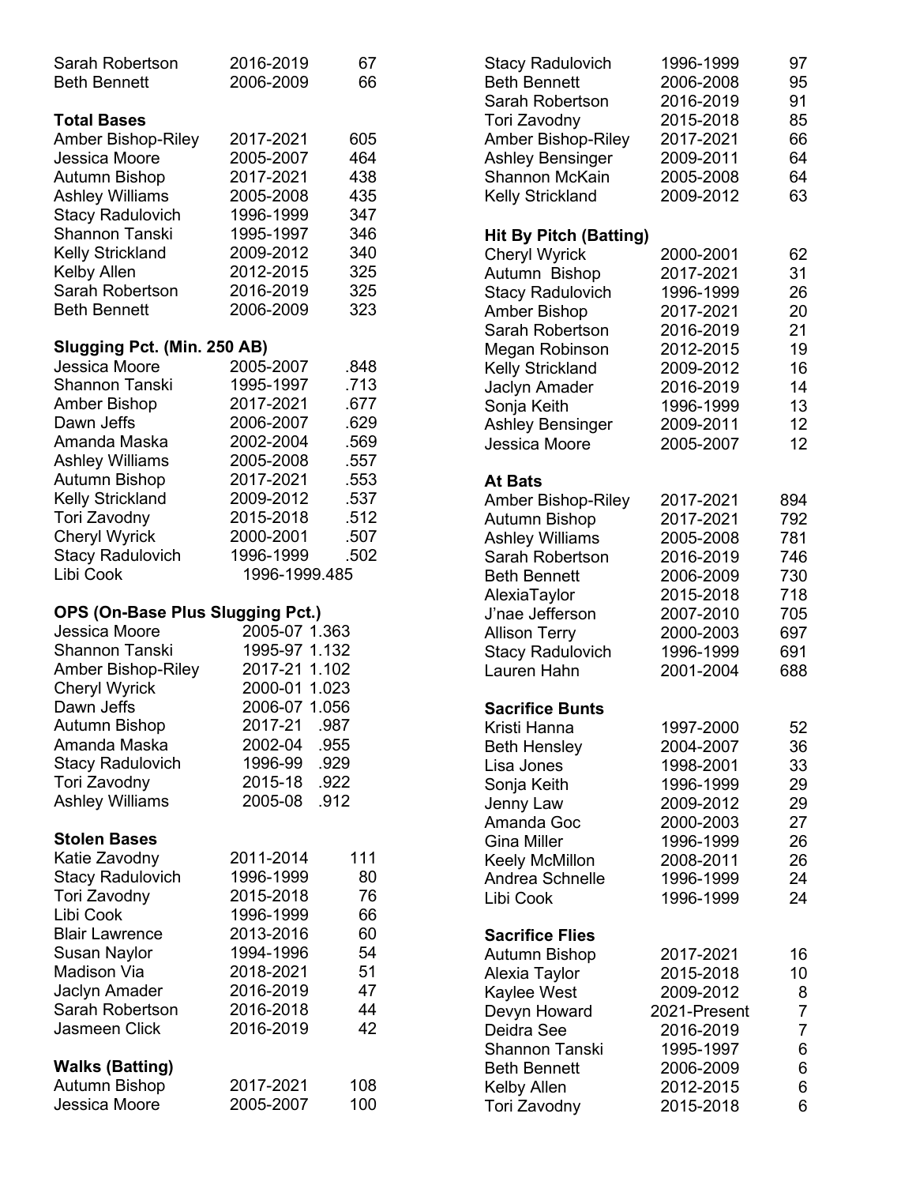| | | |
|---|---|---|
| Sarah Robertson | 2016-2019 | 67 |
| Beth Bennett | 2006-2009 | 66 |

### Total Bases

| | | |
|---|---|---|
| Amber Bishop-Riley | 2017-2021 | 605 |
| Jessica Moore | 2005-2007 | 464 |
| Autumn Bishop | 2017-2021 | 438 |
| Ashley Williams | 2005-2008 | 435 |
| Stacy Radulovich | 1996-1999 | 347 |
| Shannon Tanski | 1995-1997 | 346 |
| Kelly Strickland | 2009-2012 | 340 |
| Kelby Allen | 2012-2015 | 325 |
| Sarah Robertson | 2016-2019 | 325 |
| Beth Bennett | 2006-2009 | 323 |

### Slugging Pct. (Min. 250 AB)

| | | |
|---|---|---|
| Jessica Moore | 2005-2007 | .848 |
| Shannon Tanski | 1995-1997 | .713 |
| Amber Bishop | 2017-2021 | .677 |
| Dawn Jeffs | 2006-2007 | .629 |
| Amanda Maska | 2002-2004 | .569 |
| Ashley Williams | 2005-2008 | .557 |
| Autumn Bishop | 2017-2021 | .553 |
| Kelly Strickland | 2009-2012 | .537 |
| Tori Zavodny | 2015-2018 | .512 |
| Cheryl Wyrick | 2000-2001 | .507 |
| Stacy Radulovich | 1996-1999 | .502 |
| Libi Cook | 1996-1999 | .485 |

### OPS (On-Base Plus Slugging Pct.)

| | | |
|---|---|---|
| Jessica Moore | 2005-07 | 1.363 |
| Shannon Tanski | 1995-97 | 1.132 |
| Amber Bishop-Riley | 2017-21 | 1.102 |
| Cheryl Wyrick | 2000-01 | 1.023 |
| Dawn Jeffs | 2006-07 | 1.056 |
| Autumn Bishop | 2017-21 | .987 |
| Amanda Maska | 2002-04 | .955 |
| Stacy Radulovich | 1996-99 | .929 |
| Tori Zavodny | 2015-18 | .922 |
| Ashley Williams | 2005-08 | .912 |

### Stolen Bases

| | | |
|---|---|---|
| Katie Zavodny | 2011-2014 | 111 |
| Stacy Radulovich | 1996-1999 | 80 |
| Tori Zavodny | 2015-2018 | 76 |
| Libi Cook | 1996-1999 | 66 |
| Blair Lawrence | 2013-2016 | 60 |
| Susan Naylor | 1994-1996 | 54 |
| Madison Via | 2018-2021 | 51 |
| Jaclyn Amader | 2016-2019 | 47 |
| Sarah Robertson | 2016-2018 | 44 |
| Jasmeen Click | 2016-2019 | 42 |

### Walks (Batting)

| | | |
|---|---|---|
| Autumn Bishop | 2017-2021 | 108 |
| Jessica Moore | 2005-2007 | 100 |
| Stacy Radulovich | 1996-1999 | 97 |
| Beth Bennett | 2006-2008 | 95 |
| Sarah Robertson | 2016-2019 | 91 |
| Tori Zavodny | 2015-2018 | 85 |
| Amber Bishop-Riley | 2017-2021 | 66 |
| Ashley Bensinger | 2009-2011 | 64 |
| Shannon McKain | 2005-2008 | 64 |
| Kelly Strickland | 2009-2012 | 63 |

### Hit By Pitch (Batting)

| | | |
|---|---|---|
| Cheryl Wyrick | 2000-2001 | 62 |
| Autumn Bishop | 2017-2021 | 31 |
| Stacy Radulovich | 1996-1999 | 26 |
| Amber Bishop | 2017-2021 | 20 |
| Sarah Robertson | 2016-2019 | 21 |
| Megan Robinson | 2012-2015 | 19 |
| Kelly Strickland | 2009-2012 | 16 |
| Jaclyn Amader | 2016-2019 | 14 |
| Sonja Keith | 1996-1999 | 13 |
| Ashley Bensinger | 2009-2011 | 12 |
| Jessica Moore | 2005-2007 | 12 |

### At Bats

| | | |
|---|---|---|
| Amber Bishop-Riley | 2017-2021 | 894 |
| Autumn Bishop | 2017-2021 | 792 |
| Ashley Williams | 2005-2008 | 781 |
| Sarah Robertson | 2016-2019 | 746 |
| Beth Bennett | 2006-2009 | 730 |
| AlexiaTaylor | 2015-2018 | 718 |
| J'nae Jefferson | 2007-2010 | 705 |
| Allison Terry | 2000-2003 | 697 |
| Stacy Radulovich | 1996-1999 | 691 |
| Lauren Hahn | 2001-2004 | 688 |

### Sacrifice Bunts

| | | |
|---|---|---|
| Kristi Hanna | 1997-2000 | 52 |
| Beth Hensley | 2004-2007 | 36 |
| Lisa Jones | 1998-2001 | 33 |
| Sonja Keith | 1996-1999 | 29 |
| Jenny Law | 2009-2012 | 29 |
| Amanda Goc | 2000-2003 | 27 |
| Gina Miller | 1996-1999 | 26 |
| Keely McMillon | 2008-2011 | 26 |
| Andrea Schnelle | 1996-1999 | 24 |
| Libi Cook | 1996-1999 | 24 |

### Sacrifice Flies

| | | |
|---|---|---|
| Autumn Bishop | 2017-2021 | 16 |
| Alexia Taylor | 2015-2018 | 10 |
| Kaylee West | 2009-2012 | 8 |
| Devyn Howard | 2021-Present | 7 |
| Deidra See | 2016-2019 | 7 |
| Shannon Tanski | 1995-1997 | 6 |
| Beth Bennett | 2006-2009 | 6 |
| Kelby Allen | 2012-2015 | 6 |
| Tori Zavodny | 2015-2018 | 6 |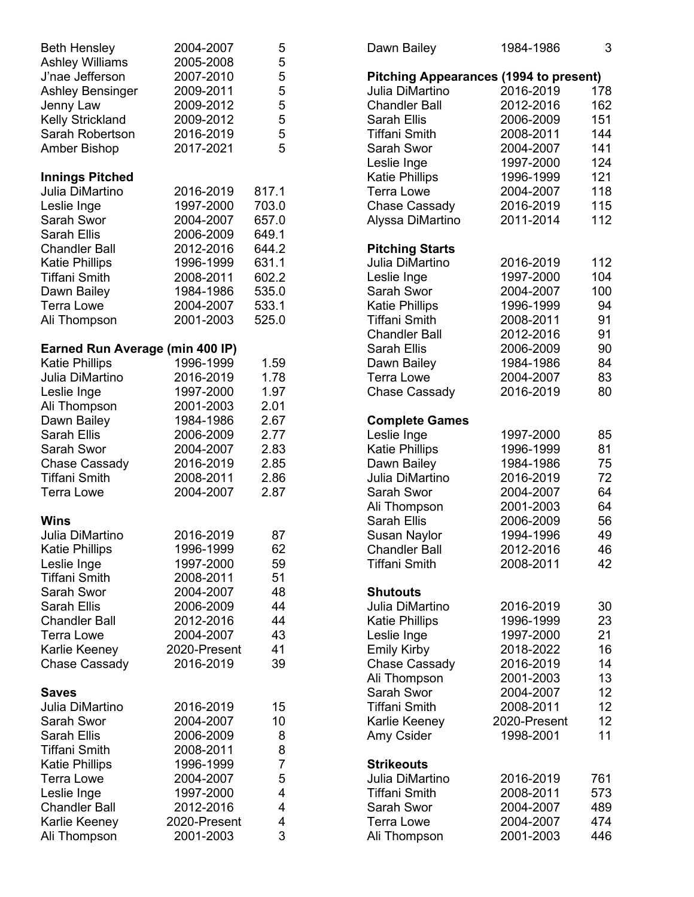| | | |
|---|---|---|
| Beth Hensley | 2004-2007 | 5 |
| Ashley Williams | 2005-2008 | 5 |
| J'nae Jefferson | 2007-2010 | 5 |
| Ashley Bensinger | 2009-2011 | 5 |
| Jenny Law | 2009-2012 | 5 |
| Kelly Strickland | 2009-2012 | 5 |
| Sarah Robertson | 2016-2019 | 5 |
| Amber Bishop | 2017-2021 | 5 |

**Innings Pitched**

| | | |
|---|---|---|
| Julia DiMartino | 2016-2019 | 817.1 |
| Leslie Inge | 1997-2000 | 703.0 |
| Sarah Swor | 2004-2007 | 657.0 |
| Sarah Ellis | 2006-2009 | 649.1 |
| Chandler Ball | 2012-2016 | 644.2 |
| Katie Phillips | 1996-1999 | 631.1 |
| Tiffani Smith | 2008-2011 | 602.2 |
| Dawn Bailey | 1984-1986 | 535.0 |
| Terra Lowe | 2004-2007 | 533.1 |
| Ali Thompson | 2001-2003 | 525.0 |

**Earned Run Average (min 400 IP)**

| | | |
|---|---|---|
| Katie Phillips | 1996-1999 | 1.59 |
| Julia DiMartino | 2016-2019 | 1.78 |
| Leslie Inge | 1997-2000 | 1.97 |
| Ali Thompson | 2001-2003 | 2.01 |
| Dawn Bailey | 1984-1986 | 2.67 |
| Sarah Ellis | 2006-2009 | 2.77 |
| Sarah Swor | 2004-2007 | 2.83 |
| Chase Cassady | 2016-2019 | 2.85 |
| Tiffani Smith | 2008-2011 | 2.86 |
| Terra Lowe | 2004-2007 | 2.87 |

**Wins**

| | | |
|---|---|---|
| Julia DiMartino | 2016-2019 | 87 |
| Katie Phillips | 1996-1999 | 62 |
| Leslie Inge | 1997-2000 | 59 |
| Tiffani Smith | 2008-2011 | 51 |
| Sarah Swor | 2004-2007 | 48 |
| Sarah Ellis | 2006-2009 | 44 |
| Chandler Ball | 2012-2016 | 44 |
| Terra Lowe | 2004-2007 | 43 |
| Karlie Keeney | 2020-Present | 41 |
| Chase Cassady | 2016-2019 | 39 |

**Saves**

| | | |
|---|---|---|
| Julia DiMartino | 2016-2019 | 15 |
| Sarah Swor | 2004-2007 | 10 |
| Sarah Ellis | 2006-2009 | 8 |
| Tiffani Smith | 2008-2011 | 8 |
| Katie Phillips | 1996-1999 | 7 |
| Terra Lowe | 2004-2007 | 5 |
| Leslie Inge | 1997-2000 | 4 |
| Chandler Ball | 2012-2016 | 4 |
| Karlie Keeney | 2020-Present | 4 |
| Ali Thompson | 2001-2003 | 3 |
| Dawn Bailey | 1984-1986 | 3 |

**Pitching Appearances (1994 to present)**

| | | |
|---|---|---|
| Julia DiMartino | 2016-2019 | 178 |
| Chandler Ball | 2012-2016 | 162 |
| Sarah Ellis | 2006-2009 | 151 |
| Tiffani Smith | 2008-2011 | 144 |
| Sarah Swor | 2004-2007 | 141 |
| Leslie Inge | 1997-2000 | 124 |
| Katie Phillips | 1996-1999 | 121 |
| Terra Lowe | 2004-2007 | 118 |
| Chase Cassady | 2016-2019 | 115 |
| Alyssa DiMartino | 2011-2014 | 112 |

**Pitching Starts**

| | | |
|---|---|---|
| Julia DiMartino | 2016-2019 | 112 |
| Leslie Inge | 1997-2000 | 104 |
| Sarah Swor | 2004-2007 | 100 |
| Katie Phillips | 1996-1999 | 94 |
| Tiffani Smith | 2008-2011 | 91 |
| Chandler Ball | 2012-2016 | 91 |
| Sarah Ellis | 2006-2009 | 90 |
| Dawn Bailey | 1984-1986 | 84 |
| Terra Lowe | 2004-2007 | 83 |
| Chase Cassady | 2016-2019 | 80 |

**Complete Games**

| | | |
|---|---|---|
| Leslie Inge | 1997-2000 | 85 |
| Katie Phillips | 1996-1999 | 81 |
| Dawn Bailey | 1984-1986 | 75 |
| Julia DiMartino | 2016-2019 | 72 |
| Sarah Swor | 2004-2007 | 64 |
| Ali Thompson | 2001-2003 | 64 |
| Sarah Ellis | 2006-2009 | 56 |
| Susan Naylor | 1994-1996 | 49 |
| Chandler Ball | 2012-2016 | 46 |
| Tiffani Smith | 2008-2011 | 42 |

**Shutouts**

| | | |
|---|---|---|
| Julia DiMartino | 2016-2019 | 30 |
| Katie Phillips | 1996-1999 | 23 |
| Leslie Inge | 1997-2000 | 21 |
| Emily Kirby | 2018-2022 | 16 |
| Chase Cassady | 2016-2019 | 14 |
| Ali Thompson | 2001-2003 | 13 |
| Sarah Swor | 2004-2007 | 12 |
| Tiffani Smith | 2008-2011 | 12 |
| Karlie Keeney | 2020-Present | 12 |
| Amy Csider | 1998-2001 | 11 |

**Strikeouts**

| | | |
|---|---|---|
| Julia DiMartino | 2016-2019 | 761 |
| Tiffani Smith | 2008-2011 | 573 |
| Sarah Swor | 2004-2007 | 489 |
| Terra Lowe | 2004-2007 | 474 |
| Ali Thompson | 2001-2003 | 446 |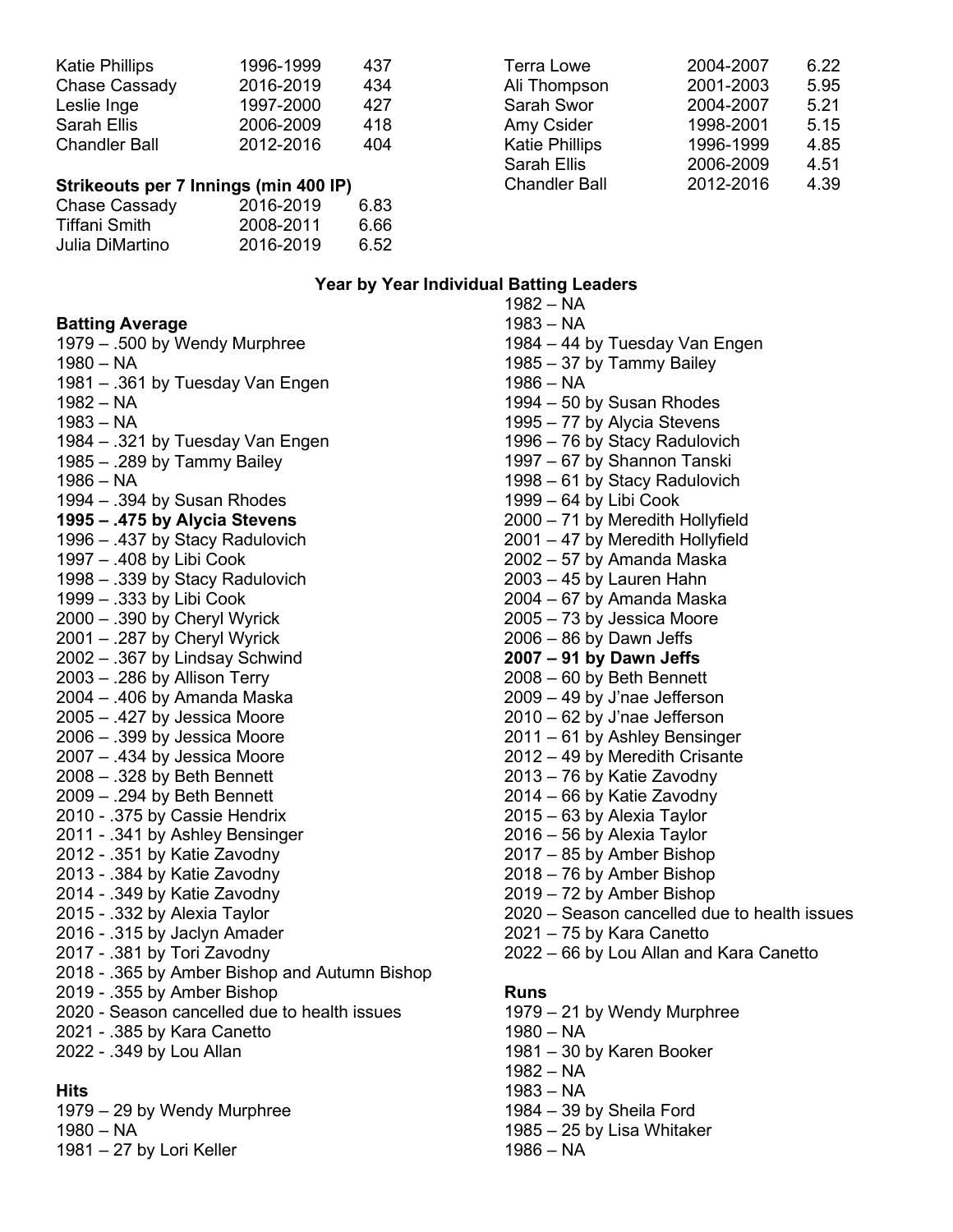| | | |
|---|---|---|
| Katie Phillips | 1996-1999 | 437 |
| Chase Cassady | 2016-2019 | 434 |
| Leslie Inge | 1997-2000 | 427 |
| Sarah Ellis | 2006-2009 | 418 |
| Chandler Ball | 2012-2016 | 404 |

**Strikeouts per 7 Innings (min 400 IP)**

| | | |
|---|---|---|
| Chase Cassady | 2016-2019 | 6.83 |
| Tiffani Smith | 2008-2011 | 6.66 |
| Julia DiMartino | 2016-2019 | 6.52 |

| | | |
|---|---|---|
| Terra Lowe | 2004-2007 | 6.22 |
| Ali Thompson | 2001-2003 | 5.95 |
| Sarah Swor | 2004-2007 | 5.21 |
| Amy Csider | 1998-2001 | 5.15 |
| Katie Phillips | 1996-1999 | 4.85 |
| Sarah Ellis | 2006-2009 | 4.51 |
| Chandler Ball | 2012-2016 | 4.39 |

## Year by Year Individual Batting Leaders

**Batting Average**

1979 – .500 by Wendy Murphree
1980 – NA
1981 – .361 by Tuesday Van Engen
1982 – NA
1983 – NA
1984 – .321 by Tuesday Van Engen
1985 – .289 by Tammy Bailey
1986 – NA
1994 – .394 by Susan Rhodes
**1995 – .475 by Alycia Stevens**
1996 – .437 by Stacy Radulovich
1997 – .408 by Libi Cook
1998 – .339 by Stacy Radulovich
1999 – .333 by Libi Cook
2000 – .390 by Cheryl Wyrick
2001 – .287 by Cheryl Wyrick
2002 – .367 by Lindsay Schwind
2003 – .286 by Allison Terry
2004 – .406 by Amanda Maska
2005 – .427 by Jessica Moore
2006 – .399 by Jessica Moore
2007 – .434 by Jessica Moore
2008 – .328 by Beth Bennett
2009 – .294 by Beth Bennett
2010 - .375 by Cassie Hendrix
2011 - .341 by Ashley Bensinger
2012 - .351 by Katie Zavodny
2013 - .384 by Katie Zavodny
2014 - .349 by Katie Zavodny
2015 - .332 by Alexia Taylor
2016 - .315 by Jaclyn Amader
2017 - .381 by Tori Zavodny
2018 - .365 by Amber Bishop and Autumn Bishop
2019 - .355 by Amber Bishop
2020 - Season cancelled due to health issues
2021 - .385 by Kara Canetto
2022 - .349 by Lou Allan

**Hits**

1979 – 29 by Wendy Murphree
1980 – NA
1981 – 27 by Lori Keller
1982 – NA
1983 – NA
1984 – 44 by Tuesday Van Engen
1985 – 37 by Tammy Bailey
1986 – NA
1994 – 50 by Susan Rhodes
1995 – 77 by Alycia Stevens
1996 – 76 by Stacy Radulovich
1997 – 67 by Shannon Tanski
1998 – 61 by Stacy Radulovich
1999 – 64 by Libi Cook
2000 – 71 by Meredith Hollyfield
2001 – 47 by Meredith Hollyfield
2002 – 57 by Amanda Maska
2003 – 45 by Lauren Hahn
2004 – 67 by Amanda Maska
2005 – 73 by Jessica Moore
2006 – 86 by Dawn Jeffs
**2007 – 91 by Dawn Jeffs**
2008 – 60 by Beth Bennett
2009 – 49 by J'nae Jefferson
2010 – 62 by J'nae Jefferson
2011 – 61 by Ashley Bensinger
2012 – 49 by Meredith Crisante
2013 – 76 by Katie Zavodny
2014 – 66 by Katie Zavodny
2015 – 63 by Alexia Taylor
2016 – 56 by Alexia Taylor
2017 – 85 by Amber Bishop
2018 – 76 by Amber Bishop
2019 – 72 by Amber Bishop
2020 – Season cancelled due to health issues
2021 – 75 by Kara Canetto
2022 – 66 by Lou Allan and Kara Canetto

**Runs**

1979 – 21 by Wendy Murphree
1980 – NA
1981 – 30 by Karen Booker
1982 – NA
1983 – NA
1984 – 39 by Sheila Ford
1985 – 25 by Lisa Whitaker
1986 – NA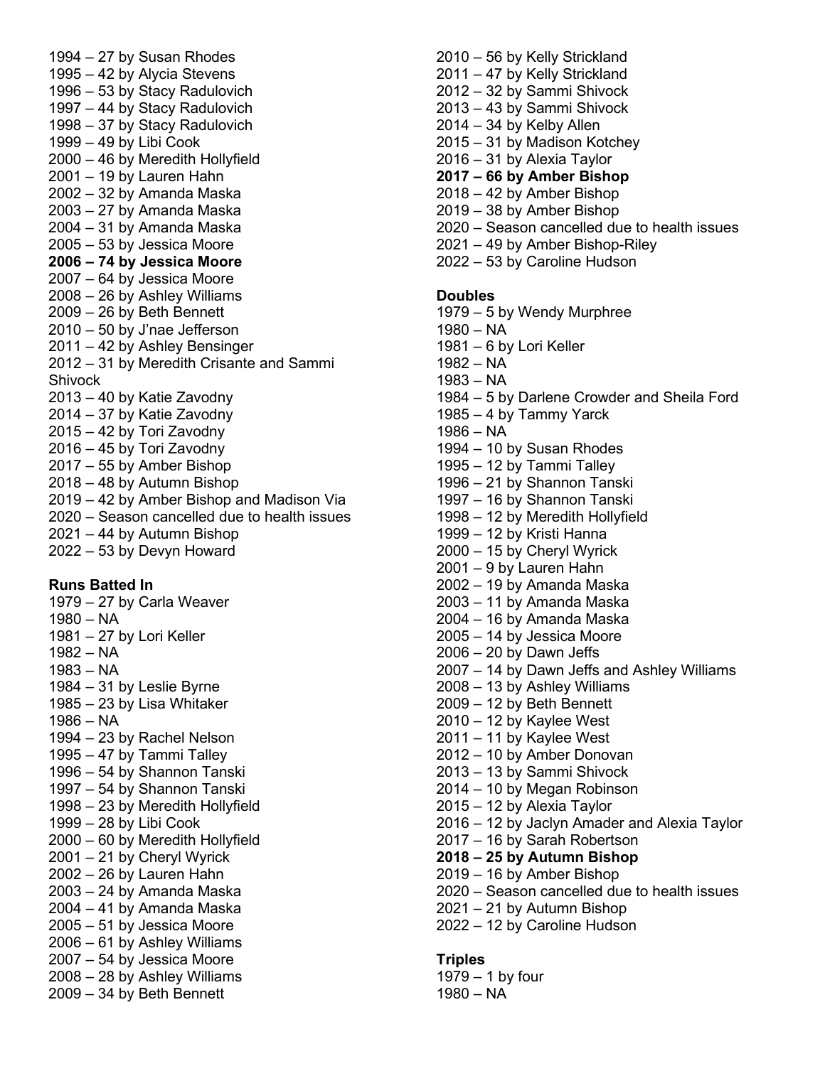1994 – 27 by Susan Rhodes
1995 – 42 by Alycia Stevens
1996 – 53 by Stacy Radulovich
1997 – 44 by Stacy Radulovich
1998 – 37 by Stacy Radulovich
1999 – 49 by Libi Cook
2000 – 46 by Meredith Hollyfield
2001 – 19 by Lauren Hahn
2002 – 32 by Amanda Maska
2003 – 27 by Amanda Maska
2004 – 31 by Amanda Maska
2005 – 53 by Jessica Moore
**2006 – 74 by Jessica Moore**
2007 – 64 by Jessica Moore
2008 – 26 by Ashley Williams
2009 – 26 by Beth Bennett
2010 – 50 by J'nae Jefferson
2011 – 42 by Ashley Bensinger
2012 – 31 by Meredith Crisante and Sammi Shivock
2013 – 40 by Katie Zavodny
2014 – 37 by Katie Zavodny
2015 – 42 by Tori Zavodny
2016 – 45 by Tori Zavodny
2017 – 55 by Amber Bishop
2018 – 48 by Autumn Bishop
2019 – 42 by Amber Bishop and Madison Via
2020 – Season cancelled due to health issues
2021 – 44 by Autumn Bishop
2022 – 53 by Devyn Howard

**Runs Batted In**
1979 – 27 by Carla Weaver
1980 – NA
1981 – 27 by Lori Keller
1982 – NA
1983 – NA
1984 – 31 by Leslie Byrne
1985 – 23 by Lisa Whitaker
1986 – NA
1994 – 23 by Rachel Nelson
1995 – 47 by Tammi Talley
1996 – 54 by Shannon Tanski
1997 – 54 by Shannon Tanski
1998 – 23 by Meredith Hollyfield
1999 – 28 by Libi Cook
2000 – 60 by Meredith Hollyfield
2001 – 21 by Cheryl Wyrick
2002 – 26 by Lauren Hahn
2003 – 24 by Amanda Maska
2004 – 41 by Amanda Maska
2005 – 51 by Jessica Moore
2006 – 61 by Ashley Williams
2007 – 54 by Jessica Moore
2008 – 28 by Ashley Williams
2009 – 34 by Beth Bennett
2010 – 56 by Kelly Strickland
2011 – 47 by Kelly Strickland
2012 – 32 by Sammi Shivock
2013 – 43 by Sammi Shivock
2014 – 34 by Kelby Allen
2015 – 31 by Madison Kotchey
2016 – 31 by Alexia Taylor
**2017 – 66 by Amber Bishop**
2018 – 42 by Amber Bishop
2019 – 38 by Amber Bishop
2020 – Season cancelled due to health issues
2021 – 49 by Amber Bishop-Riley
2022 – 53 by Caroline Hudson

**Doubles**
1979 – 5 by Wendy Murphree
1980 – NA
1981 – 6 by Lori Keller
1982 – NA
1983 – NA
1984 – 5 by Darlene Crowder and Sheila Ford
1985 – 4 by Tammy Yarck
1986 – NA
1994 – 10 by Susan Rhodes
1995 – 12 by Tammi Talley
1996 – 21 by Shannon Tanski
1997 – 16 by Shannon Tanski
1998 – 12 by Meredith Hollyfield
1999 – 12 by Kristi Hanna
2000 – 15 by Cheryl Wyrick
2001 – 9 by Lauren Hahn
2002 – 19 by Amanda Maska
2003 – 11 by Amanda Maska
2004 – 16 by Amanda Maska
2005 – 14 by Jessica Moore
2006 – 20 by Dawn Jeffs
2007 – 14 by Dawn Jeffs and Ashley Williams
2008 – 13 by Ashley Williams
2009 – 12 by Beth Bennett
2010 – 12 by Kaylee West
2011 – 11 by Kaylee West
2012 – 10 by Amber Donovan
2013 – 13 by Sammi Shivock
2014 – 10 by Megan Robinson
2015 – 12 by Alexia Taylor
2016 – 12 by Jaclyn Amader and Alexia Taylor
2017 – 16 by Sarah Robertson
**2018 – 25 by Autumn Bishop**
2019 – 16 by Amber Bishop
2020 – Season cancelled due to health issues
2021 – 21 by Autumn Bishop
2022 – 12 by Caroline Hudson

**Triples**
1979 – 1 by four
1980 – NA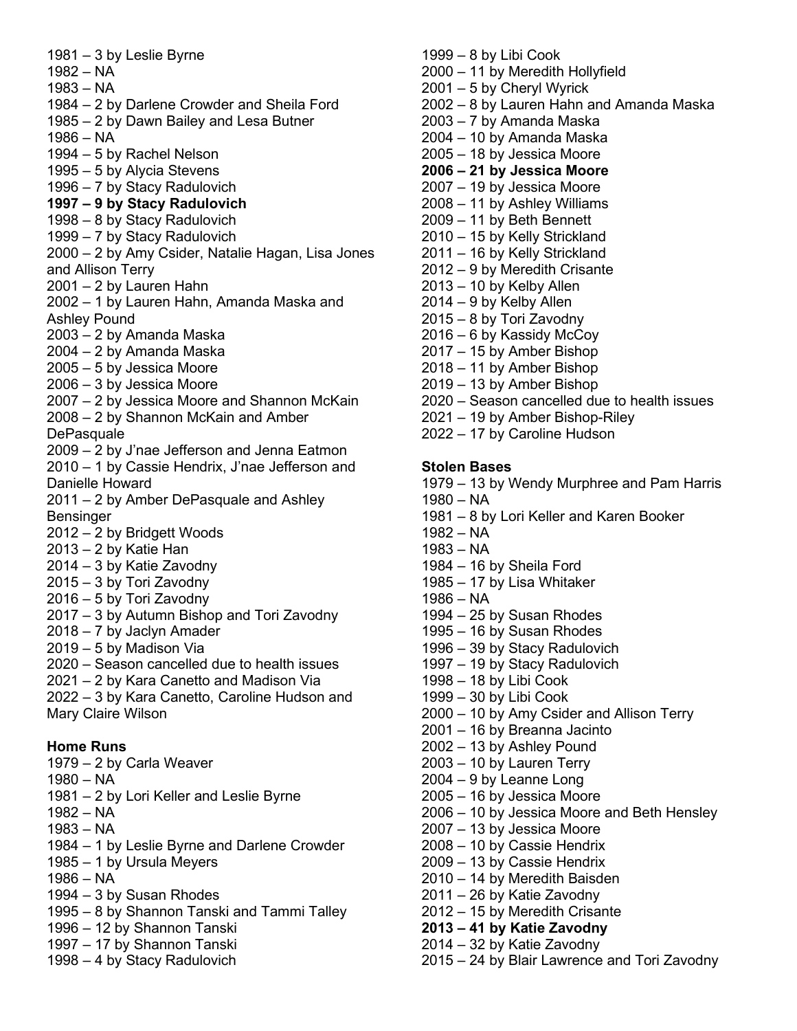1981 – 3 by Leslie Byrne
1982 – NA
1983 – NA
1984 – 2 by Darlene Crowder and Sheila Ford
1985 – 2 by Dawn Bailey and Lesa Butner
1986 – NA
1994 – 5 by Rachel Nelson
1995 – 5 by Alycia Stevens
1996 – 7 by Stacy Radulovich
**1997 – 9 by Stacy Radulovich**
1998 – 8 by Stacy Radulovich
1999 – 7 by Stacy Radulovich
2000 – 2 by Amy Csider, Natalie Hagan, Lisa Jones and Allison Terry
2001 – 2 by Lauren Hahn
2002 – 1 by Lauren Hahn, Amanda Maska and Ashley Pound
2003 – 2 by Amanda Maska
2004 – 2 by Amanda Maska
2005 – 5 by Jessica Moore
2006 – 3 by Jessica Moore
2007 – 2 by Jessica Moore and Shannon McKain
2008 – 2 by Shannon McKain and Amber DePasquale
2009 – 2 by J'nae Jefferson and Jenna Eatmon
2010 – 1 by Cassie Hendrix, J'nae Jefferson and Danielle Howard
2011 – 2 by Amber DePasquale and Ashley Bensinger
2012 – 2 by Bridgett Woods
2013 – 2 by Katie Han
2014 – 3 by Katie Zavodny
2015 – 3 by Tori Zavodny
2016 – 5 by Tori Zavodny
2017 – 3 by Autumn Bishop and Tori Zavodny
2018 – 7 by Jaclyn Amader
2019 – 5 by Madison Via
2020 – Season cancelled due to health issues
2021 – 2 by Kara Canetto and Madison Via
2022 – 3 by Kara Canetto, Caroline Hudson and Mary Claire Wilson

**Home Runs**
1979 – 2 by Carla Weaver
1980 – NA
1981 – 2 by Lori Keller and Leslie Byrne
1982 – NA
1983 – NA
1984 – 1 by Leslie Byrne and Darlene Crowder
1985 – 1 by Ursula Meyers
1986 – NA
1994 – 3 by Susan Rhodes
1995 – 8 by Shannon Tanski and Tammi Talley
1996 – 12 by Shannon Tanski
1997 – 17 by Shannon Tanski
1998 – 4 by Stacy Radulovich
1999 – 8 by Libi Cook
2000 – 11 by Meredith Hollyfield
2001 – 5 by Cheryl Wyrick
2002 – 8 by Lauren Hahn and Amanda Maska
2003 – 7 by Amanda Maska
2004 – 10 by Amanda Maska
2005 – 18 by Jessica Moore
**2006 – 21 by Jessica Moore**
2007 – 19 by Jessica Moore
2008 – 11 by Ashley Williams
2009 – 11 by Beth Bennett
2010 – 15 by Kelly Strickland
2011 – 16 by Kelly Strickland
2012 – 9 by Meredith Crisante
2013 – 10 by Kelby Allen
2014 – 9 by Kelby Allen
2015 – 8 by Tori Zavodny
2016 – 6 by Kassidy McCoy
2017 – 15 by Amber Bishop
2018 – 11 by Amber Bishop
2019 – 13 by Amber Bishop
2020 – Season cancelled due to health issues
2021 – 19 by Amber Bishop-Riley
2022 – 17 by Caroline Hudson

**Stolen Bases**
1979 – 13 by Wendy Murphree and Pam Harris
1980 – NA
1981 – 8 by Lori Keller and Karen Booker
1982 – NA
1983 – NA
1984 – 16 by Sheila Ford
1985 – 17 by Lisa Whitaker
1986 – NA
1994 – 25 by Susan Rhodes
1995 – 16 by Susan Rhodes
1996 – 39 by Stacy Radulovich
1997 – 19 by Stacy Radulovich
1998 – 18 by Libi Cook
1999 – 30 by Libi Cook
2000 – 10 by Amy Csider and Allison Terry
2001 – 16 by Breanna Jacinto
2002 – 13 by Ashley Pound
2003 – 10 by Lauren Terry
2004 – 9 by Leanne Long
2005 – 16 by Jessica Moore
2006 – 10 by Jessica Moore and Beth Hensley
2007 – 13 by Jessica Moore
2008 – 10 by Cassie Hendrix
2009 – 13 by Cassie Hendrix
2010 – 14 by Meredith Baisden
2011 – 26 by Katie Zavodny
2012 – 15 by Meredith Crisante
**2013 – 41 by Katie Zavodny**
2014 – 32 by Katie Zavodny
2015 – 24 by Blair Lawrence and Tori Zavodny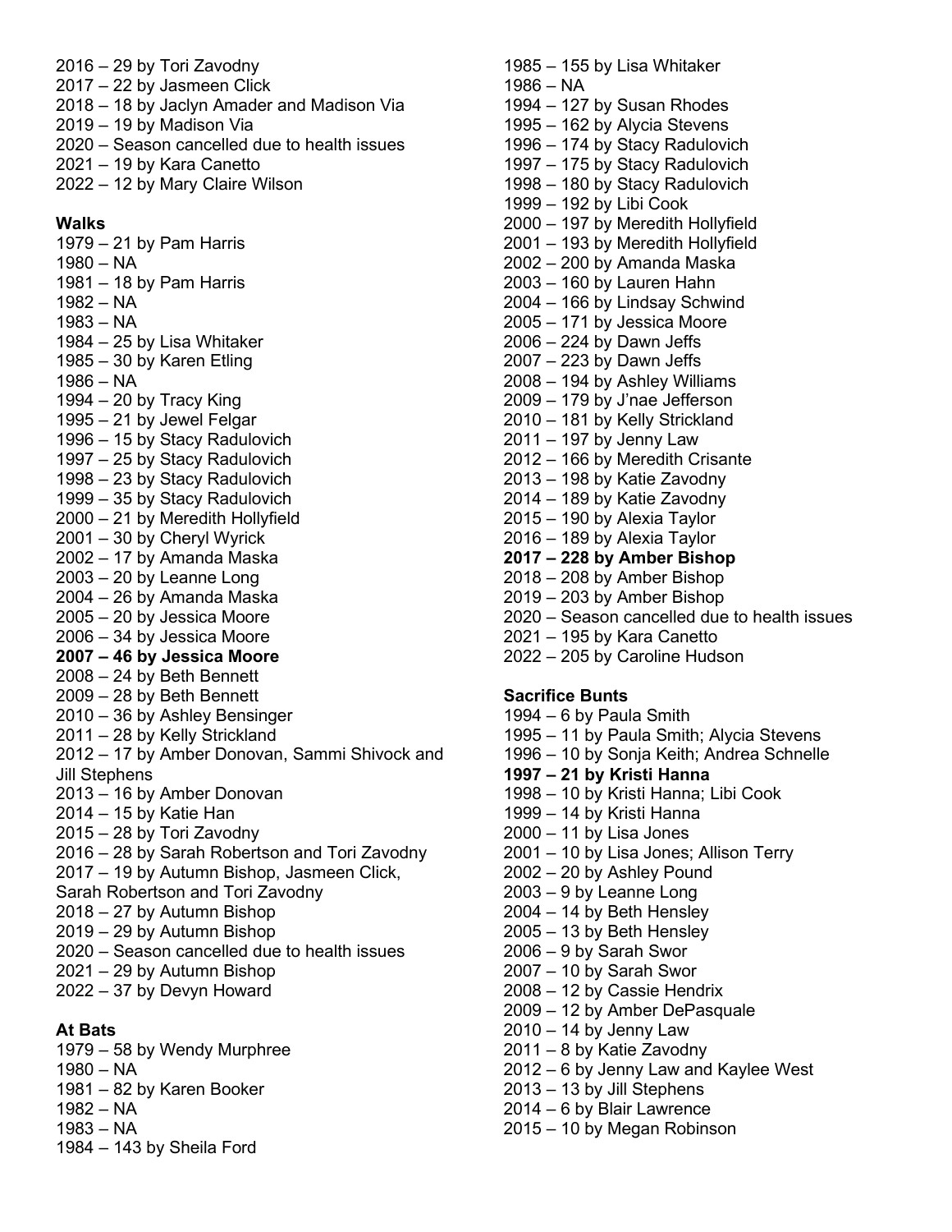2016 – 29 by Tori Zavodny
2017 – 22 by Jasmeen Click
2018 – 18 by Jaclyn Amader and Madison Via
2019 – 19 by Madison Via
2020 – Season cancelled due to health issues
2021 – 19 by Kara Canetto
2022 – 12 by Mary Claire Wilson

**Walks**
1979 – 21 by Pam Harris
1980 – NA
1981 – 18 by Pam Harris
1982 – NA
1983 – NA
1984 – 25 by Lisa Whitaker
1985 – 30 by Karen Etling
1986 – NA
1994 – 20 by Tracy King
1995 – 21 by Jewel Felgar
1996 – 15 by Stacy Radulovich
1997 – 25 by Stacy Radulovich
1998 – 23 by Stacy Radulovich
1999 – 35 by Stacy Radulovich
2000 – 21 by Meredith Hollyfield
2001 – 30 by Cheryl Wyrick
2002 – 17 by Amanda Maska
2003 – 20 by Leanne Long
2004 – 26 by Amanda Maska
2005 – 20 by Jessica Moore
2006 – 34 by Jessica Moore
**2007 – 46 by Jessica Moore**
2008 – 24 by Beth Bennett
2009 – 28 by Beth Bennett
2010 – 36 by Ashley Bensinger
2011 – 28 by Kelly Strickland
2012 – 17 by Amber Donovan, Sammi Shivock and Jill Stephens
2013 – 16 by Amber Donovan
2014 – 15 by Katie Han
2015 – 28 by Tori Zavodny
2016 – 28 by Sarah Robertson and Tori Zavodny
2017 – 19 by Autumn Bishop, Jasmeen Click, Sarah Robertson and Tori Zavodny
2018 – 27 by Autumn Bishop
2019 – 29 by Autumn Bishop
2020 – Season cancelled due to health issues
2021 – 29 by Autumn Bishop
2022 – 37 by Devyn Howard

**At Bats**
1979 – 58 by Wendy Murphree
1980 – NA
1981 – 82 by Karen Booker
1982 – NA
1983 – NA
1984 – 143 by Sheila Ford
1985 – 155 by Lisa Whitaker
1986 – NA
1994 – 127 by Susan Rhodes
1995 – 162 by Alycia Stevens
1996 – 174 by Stacy Radulovich
1997 – 175 by Stacy Radulovich
1998 – 180 by Stacy Radulovich
1999 – 192 by Libi Cook
2000 – 197 by Meredith Hollyfield
2001 – 193 by Meredith Hollyfield
2002 – 200 by Amanda Maska
2003 – 160 by Lauren Hahn
2004 – 166 by Lindsay Schwind
2005 – 171 by Jessica Moore
2006 – 224 by Dawn Jeffs
2007 – 223 by Dawn Jeffs
2008 – 194 by Ashley Williams
2009 – 179 by J'nae Jefferson
2010 – 181 by Kelly Strickland
2011 – 197 by Jenny Law
2012 – 166 by Meredith Crisante
2013 – 198 by Katie Zavodny
2014 – 189 by Katie Zavodny
2015 – 190 by Alexia Taylor
2016 – 189 by Alexia Taylor
**2017 – 228 by Amber Bishop**
2018 – 208 by Amber Bishop
2019 – 203 by Amber Bishop
2020 – Season cancelled due to health issues
2021 – 195 by Kara Canetto
2022 – 205 by Caroline Hudson

**Sacrifice Bunts**
1994 – 6 by Paula Smith
1995 – 11 by Paula Smith; Alycia Stevens
1996 – 10 by Sonja Keith; Andrea Schnelle
**1997 – 21 by Kristi Hanna**
1998 – 10 by Kristi Hanna; Libi Cook
1999 – 14 by Kristi Hanna
2000 – 11 by Lisa Jones
2001 – 10 by Lisa Jones; Allison Terry
2002 – 20 by Ashley Pound
2003 – 9 by Leanne Long
2004 – 14 by Beth Hensley
2005 – 13 by Beth Hensley
2006 – 9 by Sarah Swor
2007 – 10 by Sarah Swor
2008 – 12 by Cassie Hendrix
2009 – 12 by Amber DePasquale
2010 – 14 by Jenny Law
2011 – 8 by Katie Zavodny
2012 – 6 by Jenny Law and Kaylee West
2013 – 13 by Jill Stephens
2014 – 6 by Blair Lawrence
2015 – 10 by Megan Robinson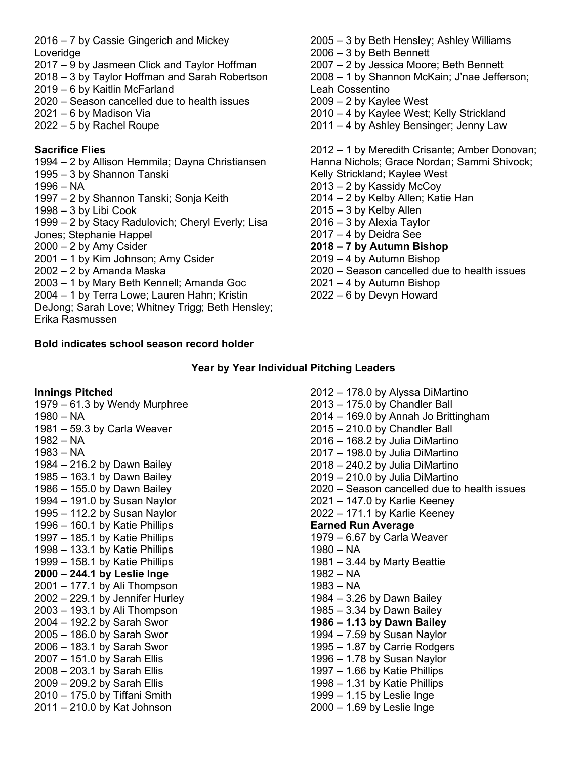2016 – 7 by Cassie Gingerich and Mickey Loveridge
2017 – 9 by Jasmeen Click and Taylor Hoffman
2018 – 3 by Taylor Hoffman and Sarah Robertson
2019 – 6 by Kaitlin McFarland
2020 – Season cancelled due to health issues
2021 – 6 by Madison Via
2022 – 5 by Rachel Roupe

**Sacrifice Flies**
1994 – 2 by Allison Hemmila; Dayna Christiansen
1995 – 3 by Shannon Tanski
1996 – NA
1997 – 2 by Shannon Tanski; Sonja Keith
1998 – 3 by Libi Cook
1999 – 2 by Stacy Radulovich; Cheryl Everly; Lisa Jones; Stephanie Happel
2000 – 2 by Amy Csider
2001 – 1 by Kim Johnson; Amy Csider
2002 – 2 by Amanda Maska
2003 – 1 by Mary Beth Kennell; Amanda Goc
2004 – 1 by Terra Lowe; Lauren Hahn; Kristin DeJong; Sarah Love; Whitney Trigg; Beth Hensley; Erika Rasmussen
2005 – 3 by Beth Hensley; Ashley Williams
2006 – 3 by Beth Bennett
2007 – 2 by Jessica Moore; Beth Bennett
2008 – 1 by Shannon McKain; J'nae Jefferson; Leah Cossentino
2009 – 2 by Kaylee West
2010 – 4 by Kaylee West; Kelly Strickland
2011 – 4 by Ashley Bensinger; Jenny Law

2012 – 1 by Meredith Crisante; Amber Donovan; Hanna Nichols; Grace Nordan; Sammi Shivock; Kelly Strickland; Kaylee West
2013 – 2 by Kassidy McCoy
2014 – 2 by Kelby Allen; Katie Han
2015 – 3 by Kelby Allen
2016 – 3 by Alexia Taylor
2017 – 4 by Deidra See
**2018 – 7 by Autumn Bishop**
2019 – 4 by Autumn Bishop
2020 – Season cancelled due to health issues
2021 – 4 by Autumn Bishop
2022 – 6 by Devyn Howard

**Bold indicates school season record holder**

## Year by Year Individual Pitching Leaders

**Innings Pitched**
1979 – 61.3 by Wendy Murphree
1980 – NA
1981 – 59.3 by Carla Weaver
1982 – NA
1983 – NA
1984 – 216.2 by Dawn Bailey
1985 – 163.1 by Dawn Bailey
1986 – 155.0 by Dawn Bailey
1994 – 191.0 by Susan Naylor
1995 – 112.2 by Susan Naylor
1996 – 160.1 by Katie Phillips
1997 – 185.1 by Katie Phillips
1998 – 133.1 by Katie Phillips
1999 – 158.1 by Katie Phillips
**2000 – 244.1 by Leslie Inge**
2001 – 177.1 by Ali Thompson
2002 – 229.1 by Jennifer Hurley
2003 – 193.1 by Ali Thompson
2004 – 192.2 by Sarah Swor
2005 – 186.0 by Sarah Swor
2006 – 183.1 by Sarah Swor
2007 – 151.0 by Sarah Ellis
2008 – 203.1 by Sarah Ellis
2009 – 209.2 by Sarah Ellis
2010 – 175.0 by Tiffani Smith
2011 – 210.0 by Kat Johnson
2012 – 178.0 by Alyssa DiMartino
2013 – 175.0 by Chandler Ball
2014 – 169.0 by Annah Jo Brittingham
2015 – 210.0 by Chandler Ball
2016 – 168.2 by Julia DiMartino
2017 – 198.0 by Julia DiMartino
2018 – 240.2 by Julia DiMartino
2019 – 210.0 by Julia DiMartino
2020 – Season cancelled due to health issues
2021 – 147.0 by Karlie Keeney
2022 – 171.1 by Karlie Keeney

**Earned Run Average**
1979 – 6.67 by Carla Weaver
1980 – NA
1981 – 3.44 by Marty Beattie
1982 – NA
1983 – NA
1984 – 3.26 by Dawn Bailey
1985 – 3.34 by Dawn Bailey
**1986 – 1.13 by Dawn Bailey**
1994 – 7.59 by Susan Naylor
1995 – 1.87 by Carrie Rodgers
1996 – 1.78 by Susan Naylor
1997 – 1.66 by Katie Phillips
1998 – 1.31 by Katie Phillips
1999 – 1.15 by Leslie Inge
2000 – 1.69 by Leslie Inge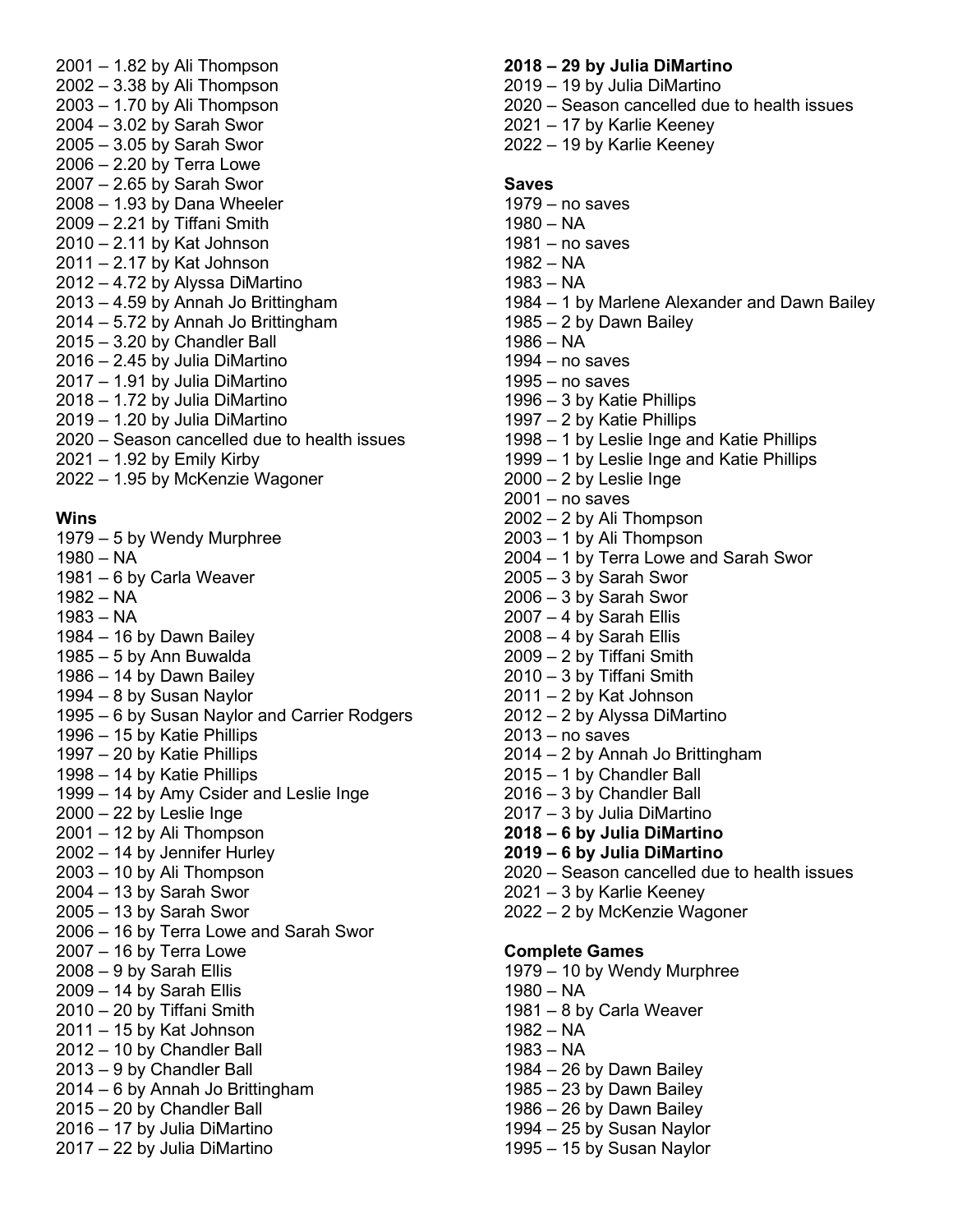2001 – 1.82 by Ali Thompson
2002 – 3.38 by Ali Thompson
2003 – 1.70 by Ali Thompson
2004 – 3.02 by Sarah Swor
2005 – 3.05 by Sarah Swor
2006 – 2.20 by Terra Lowe
2007 – 2.65 by Sarah Swor
2008 – 1.93 by Dana Wheeler
2009 – 2.21 by Tiffani Smith
2010 – 2.11 by Kat Johnson
2011 – 2.17 by Kat Johnson
2012 – 4.72 by Alyssa DiMartino
2013 – 4.59 by Annah Jo Brittingham
2014 – 5.72 by Annah Jo Brittingham
2015 – 3.20 by Chandler Ball
2016 – 2.45 by Julia DiMartino
2017 – 1.91 by Julia DiMartino
2018 – 1.72 by Julia DiMartino
2019 – 1.20 by Julia DiMartino
2020 – Season cancelled due to health issues
2021 – 1.92 by Emily Kirby
2022 – 1.95 by McKenzie Wagoner

**Wins**

1979 – 5 by Wendy Murphree
1980 – NA
1981 – 6 by Carla Weaver
1982 – NA
1983 – NA
1984 – 16 by Dawn Bailey
1985 – 5 by Ann Buwalda
1986 – 14 by Dawn Bailey
1994 – 8 by Susan Naylor
1995 – 6 by Susan Naylor and Carrier Rodgers
1996 – 15 by Katie Phillips
1997 – 20 by Katie Phillips
1998 – 14 by Katie Phillips
1999 – 14 by Amy Csider and Leslie Inge
2000 – 22 by Leslie Inge
2001 – 12 by Ali Thompson
2002 – 14 by Jennifer Hurley
2003 – 10 by Ali Thompson
2004 – 13 by Sarah Swor
2005 – 13 by Sarah Swor
2006 – 16 by Terra Lowe and Sarah Swor
2007 – 16 by Terra Lowe
2008 – 9 by Sarah Ellis
2009 – 14 by Sarah Ellis
2010 – 20 by Tiffani Smith
2011 – 15 by Kat Johnson
2012 – 10 by Chandler Ball
2013 – 9 by Chandler Ball
2014 – 6 by Annah Jo Brittingham
2015 – 20 by Chandler Ball
2016 – 17 by Julia DiMartino
2017 – 22 by Julia DiMartino
**2018 – 29 by Julia DiMartino**
2019 – 19 by Julia DiMartino
2020 – Season cancelled due to health issues
2021 – 17 by Karlie Keeney
2022 – 19 by Karlie Keeney

**Saves**

1979 – no saves
1980 – NA
1981 – no saves
1982 – NA
1983 – NA
1984 – 1 by Marlene Alexander and Dawn Bailey
1985 – 2 by Dawn Bailey
1986 – NA
1994 – no saves
1995 – no saves
1996 – 3 by Katie Phillips
1997 – 2 by Katie Phillips
1998 – 1 by Leslie Inge and Katie Phillips
1999 – 1 by Leslie Inge and Katie Phillips
2000 – 2 by Leslie Inge
2001 – no saves
2002 – 2 by Ali Thompson
2003 – 1 by Ali Thompson
2004 – 1 by Terra Lowe and Sarah Swor
2005 – 3 by Sarah Swor
2006 – 3 by Sarah Swor
2007 – 4 by Sarah Ellis
2008 – 4 by Sarah Ellis
2009 – 2 by Tiffani Smith
2010 – 3 by Tiffani Smith
2011 – 2 by Kat Johnson
2012 – 2 by Alyssa DiMartino
2013 – no saves
2014 – 2 by Annah Jo Brittingham
2015 – 1 by Chandler Ball
2016 – 3 by Chandler Ball
2017 – 3 by Julia DiMartino
**2018 – 6 by Julia DiMartino**
**2019 – 6 by Julia DiMartino**
2020 – Season cancelled due to health issues
2021 – 3 by Karlie Keeney
2022 – 2 by McKenzie Wagoner

**Complete Games**

1979 – 10 by Wendy Murphree
1980 – NA
1981 – 8 by Carla Weaver
1982 – NA
1983 – NA
1984 – 26 by Dawn Bailey
1985 – 23 by Dawn Bailey
1986 – 26 by Dawn Bailey
1994 – 25 by Susan Naylor
1995 – 15 by Susan Naylor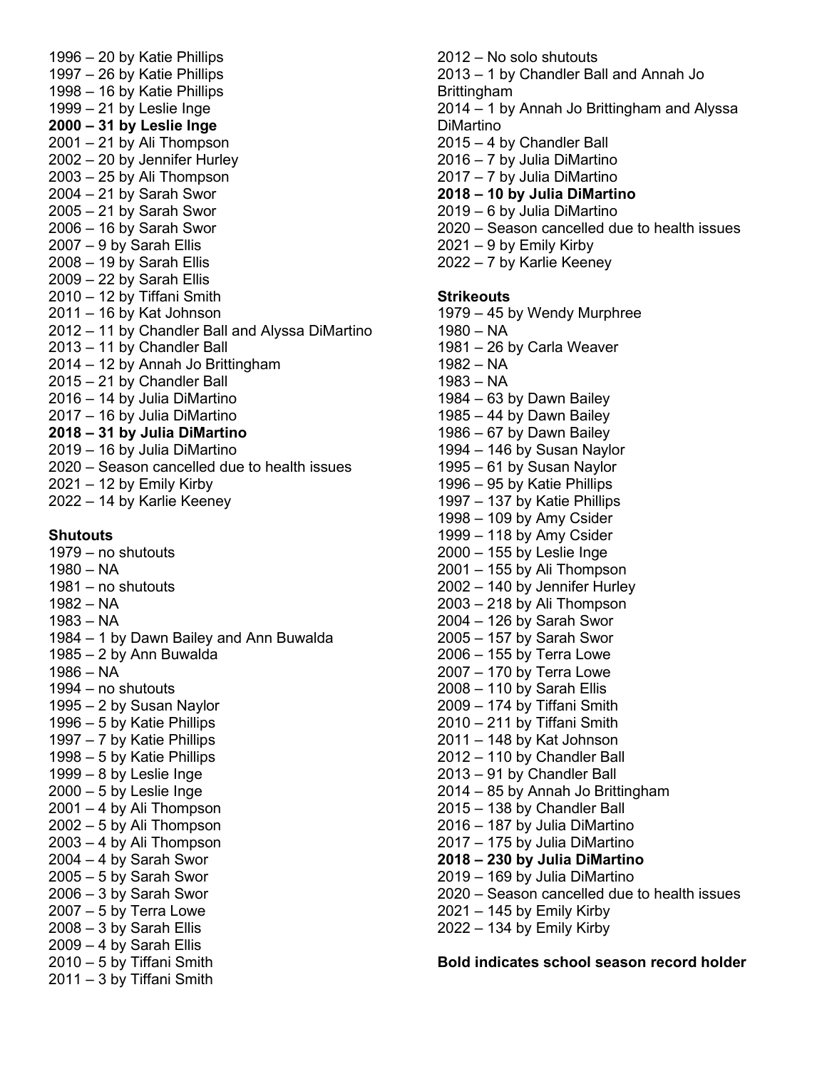1996 – 20 by Katie Phillips
1997 – 26 by Katie Phillips
1998 – 16 by Katie Phillips
1999 – 21 by Leslie Inge
**2000 – 31 by Leslie Inge**
2001 – 21 by Ali Thompson
2002 – 20 by Jennifer Hurley
2003 – 25 by Ali Thompson
2004 – 21 by Sarah Swor
2005 – 21 by Sarah Swor
2006 – 16 by Sarah Swor
2007 – 9 by Sarah Ellis
2008 – 19 by Sarah Ellis
2009 – 22 by Sarah Ellis
2010 – 12 by Tiffani Smith
2011 – 16 by Kat Johnson
2012 – 11 by Chandler Ball and Alyssa DiMartino
2013 – 11 by Chandler Ball
2014 – 12 by Annah Jo Brittingham
2015 – 21 by Chandler Ball
2016 – 14 by Julia DiMartino
2017 – 16 by Julia DiMartino
**2018 – 31 by Julia DiMartino**
2019 – 16 by Julia DiMartino
2020 – Season cancelled due to health issues
2021 – 12 by Emily Kirby
2022 – 14 by Karlie Keeney

**Shutouts**

1979 – no shutouts
1980 – NA
1981 – no shutouts
1982 – NA
1983 – NA
1984 – 1 by Dawn Bailey and Ann Buwalda
1985 – 2 by Ann Buwalda
1986 – NA
1994 – no shutouts
1995 – 2 by Susan Naylor
1996 – 5 by Katie Phillips
1997 – 7 by Katie Phillips
1998 – 5 by Katie Phillips
1999 – 8 by Leslie Inge
2000 – 5 by Leslie Inge
2001 – 4 by Ali Thompson
2002 – 5 by Ali Thompson
2003 – 4 by Ali Thompson
2004 – 4 by Sarah Swor
2005 – 5 by Sarah Swor
2006 – 3 by Sarah Swor
2007 – 5 by Terra Lowe
2008 – 3 by Sarah Ellis
2009 – 4 by Sarah Ellis
2010 – 5 by Tiffani Smith
2011 – 3 by Tiffani Smith
2012 – No solo shutouts
2013 – 1 by Chandler Ball and Annah Jo Brittingham
2014 – 1 by Annah Jo Brittingham and Alyssa DiMartino
2015 – 4 by Chandler Ball
2016 – 7 by Julia DiMartino
2017 – 7 by Julia DiMartino
**2018 – 10 by Julia DiMartino**
2019 – 6 by Julia DiMartino
2020 – Season cancelled due to health issues
2021 – 9 by Emily Kirby
2022 – 7 by Karlie Keeney

**Strikeouts**

1979 – 45 by Wendy Murphree
1980 – NA
1981 – 26 by Carla Weaver
1982 – NA
1983 – NA
1984 – 63 by Dawn Bailey
1985 – 44 by Dawn Bailey
1986 – 67 by Dawn Bailey
1994 – 146 by Susan Naylor
1995 – 61 by Susan Naylor
1996 – 95 by Katie Phillips
1997 – 137 by Katie Phillips
1998 – 109 by Amy Csider
1999 – 118 by Amy Csider
2000 – 155 by Leslie Inge
2001 – 155 by Ali Thompson
2002 – 140 by Jennifer Hurley
2003 – 218 by Ali Thompson
2004 – 126 by Sarah Swor
2005 – 157 by Sarah Swor
2006 – 155 by Terra Lowe
2007 – 170 by Terra Lowe
2008 – 110 by Sarah Ellis
2009 – 174 by Tiffani Smith
2010 – 211 by Tiffani Smith
2011 – 148 by Kat Johnson
2012 – 110 by Chandler Ball
2013 – 91 by Chandler Ball
2014 – 85 by Annah Jo Brittingham
2015 – 138 by Chandler Ball
2016 – 187 by Julia DiMartino
2017 – 175 by Julia DiMartino
**2018 – 230 by Julia DiMartino**
2019 – 169 by Julia DiMartino
2020 – Season cancelled due to health issues
2021 – 145 by Emily Kirby
2022 – 134 by Emily Kirby

**Bold indicates school season record holder**